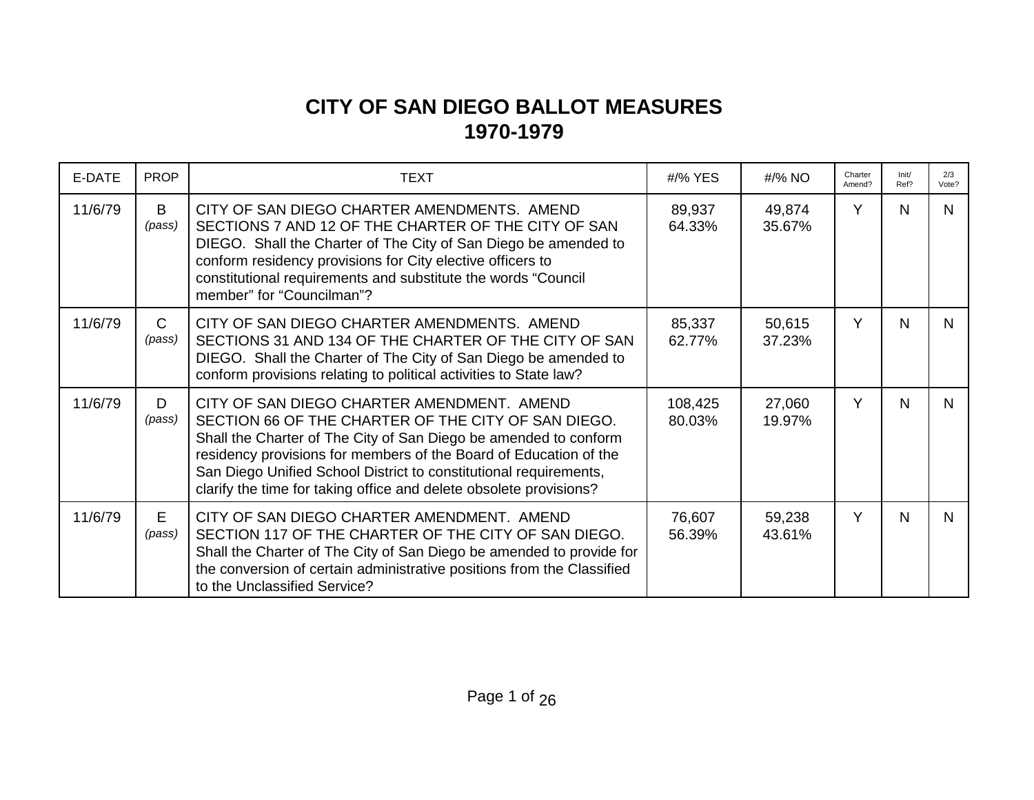# CITY OF SAN DIEGO BALLOT MEASURES
## 1970-1979

| E-DATE | PROP | TEXT | #/% YES | #/% NO | Charter Amend? | Init/ Ref? | 2/3 Vote? |
|---|---|---|---|---|---|---|---|
| 11/6/79 | B *(pass)* | CITY OF SAN DIEGO CHARTER AMENDMENTS. AMEND SECTIONS 7 AND 12 OF THE CHARTER OF THE CITY OF SAN DIEGO. Shall the Charter of The City of San Diego be amended to conform residency provisions for City elective officers to constitutional requirements and substitute the words “Council member” for “Councilman”? | 89,937 64.33% | 49,874 35.67% | Y | N | N |
| 11/6/79 | C *(pass)* | CITY OF SAN DIEGO CHARTER AMENDMENTS. AMEND SECTIONS 31 AND 134 OF THE CHARTER OF THE CITY OF SAN DIEGO. Shall the Charter of The City of San Diego be amended to conform provisions relating to political activities to State law? | 85,337 62.77% | 50,615 37.23% | Y | N | N |
| 11/6/79 | D *(pass)* | CITY OF SAN DIEGO CHARTER AMENDMENT. AMEND SECTION 66 OF THE CHARTER OF THE CITY OF SAN DIEGO. Shall the Charter of The City of San Diego be amended to conform residency provisions for members of the Board of Education of the San Diego Unified School District to constitutional requirements, clarify the time for taking office and delete obsolete provisions? | 108,425 80.03% | 27,060 19.97% | Y | N | N |
| 11/6/79 | E *(pass)* | CITY OF SAN DIEGO CHARTER AMENDMENT. AMEND SECTION 117 OF THE CHARTER OF THE CITY OF SAN DIEGO. Shall the Charter of The City of San Diego be amended to provide for the conversion of certain administrative positions from the Classified to the Unclassified Service? | 76,607 56.39% | 59,238 43.61% | Y | N | N |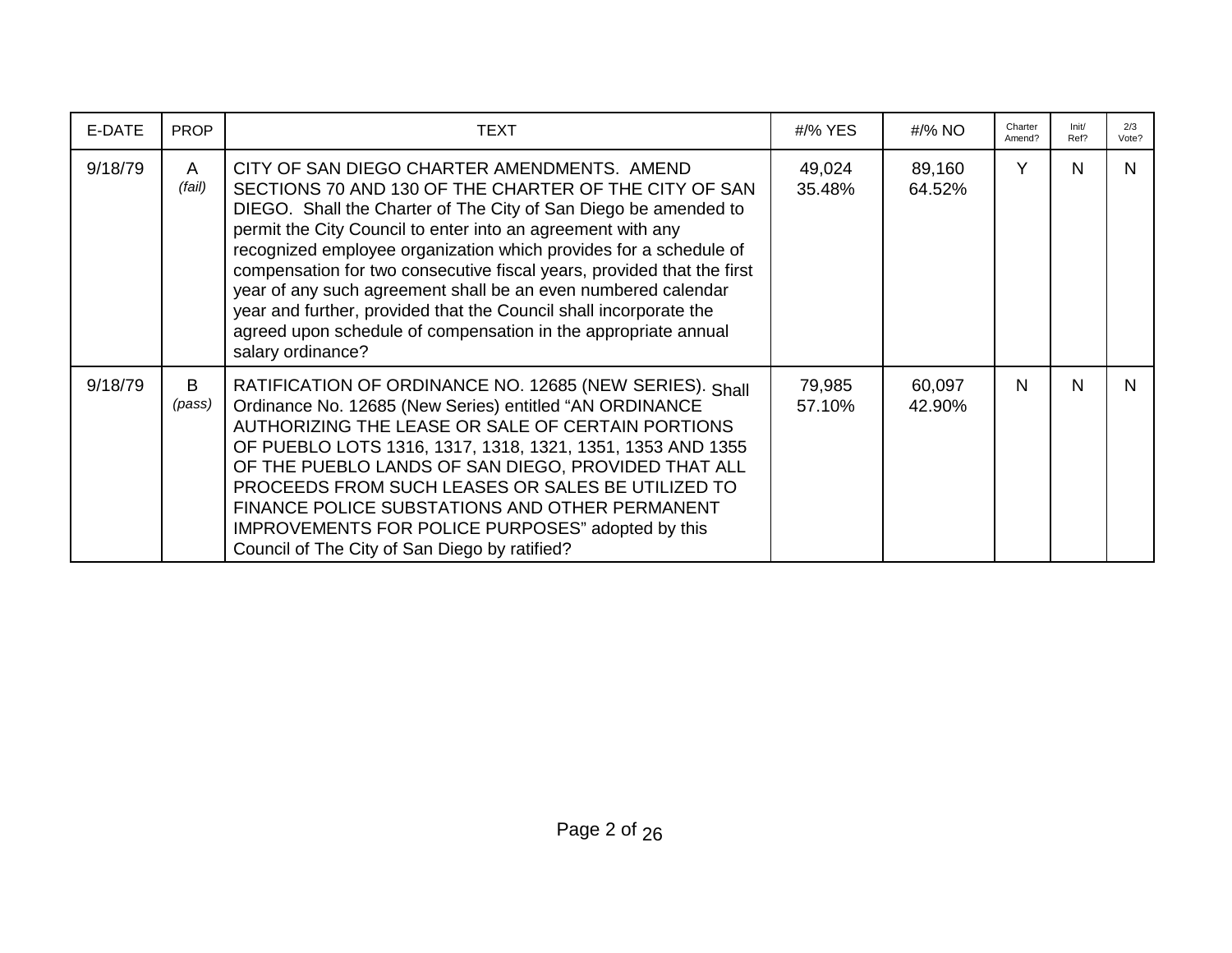| E-DATE | PROP | TEXT | #/% YES | #/% NO | Charter Amend? | Init/ Ref? | 2/3 Vote? |
|---|---|---|---|---|---|---|---|
| 9/18/79 | A *(fail)* | CITY OF SAN DIEGO CHARTER AMENDMENTS. AMEND SECTIONS 70 AND 130 OF THE CHARTER OF THE CITY OF SAN DIEGO. Shall the Charter of The City of San Diego be amended to permit the City Council to enter into an agreement with any recognized employee organization which provides for a schedule of compensation for two consecutive fiscal years, provided that the first year of any such agreement shall be an even numbered calendar year and further, provided that the Council shall incorporate the agreed upon schedule of compensation in the appropriate annual salary ordinance? | 49,024 35.48% | 89,160 64.52% | Y | N | N |
| 9/18/79 | B *(pass)* | RATIFICATION OF ORDINANCE NO. 12685 (NEW SERIES). Shall Ordinance No. 12685 (New Series) entitled "AN ORDINANCE AUTHORIZING THE LEASE OR SALE OF CERTAIN PORTIONS OF PUEBLO LOTS 1316, 1317, 1318, 1321, 1351, 1353 AND 1355 OF THE PUEBLO LANDS OF SAN DIEGO, PROVIDED THAT ALL PROCEEDS FROM SUCH LEASES OR SALES BE UTILIZED TO FINANCE POLICE SUBSTATIONS AND OTHER PERMANENT IMPROVEMENTS FOR POLICE PURPOSES" adopted by this Council of The City of San Diego by ratified? | 79,985 57.10% | 60,097 42.90% | N | N | N |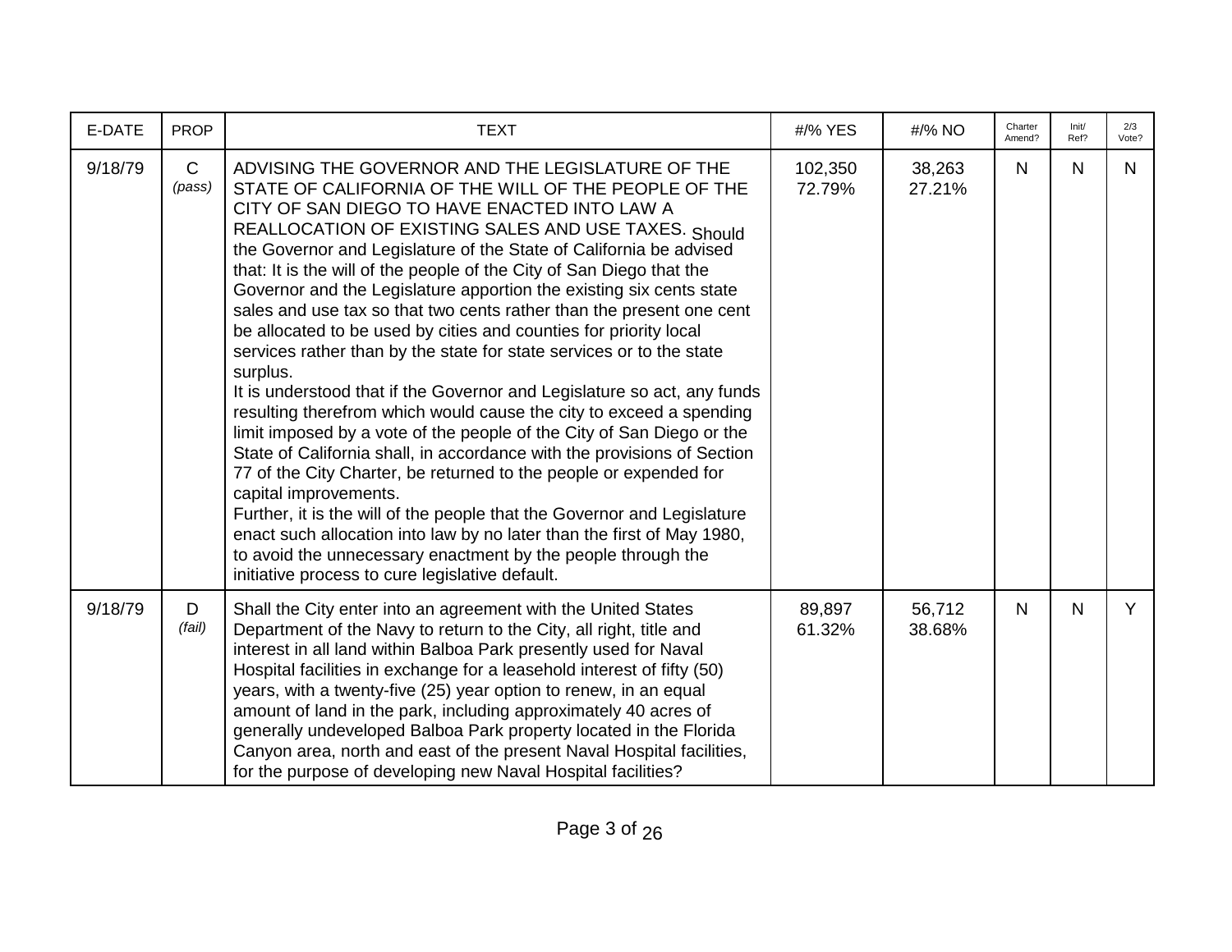| E-DATE | PROP | TEXT | #/% YES | #/% NO | Charter Amend? | Init/ Ref? | 2/3 Vote? |
|---|---|---|---|---|---|---|---|
| 9/18/79 | C *(pass)* | ADVISING THE GOVERNOR AND THE LEGISLATURE OF THE STATE OF CALIFORNIA OF THE WILL OF THE PEOPLE OF THE CITY OF SAN DIEGO TO HAVE ENACTED INTO LAW A REALLOCATION OF EXISTING SALES AND USE TAXES. Should the Governor and Legislature of the State of California be advised that: It is the will of the people of the City of San Diego that the Governor and the Legislature apportion the existing six cents state sales and use tax so that two cents rather than the present one cent be allocated to be used by cities and counties for priority local services rather than by the state for state services or to the state surplus.<br>It is understood that if the Governor and Legislature so act, any funds resulting therefrom which would cause the city to exceed a spending limit imposed by a vote of the people of the City of San Diego or the State of California shall, in accordance with the provisions of Section 77 of the City Charter, be returned to the people or expended for capital improvements.<br>Further, it is the will of the people that the Governor and Legislature enact such allocation into law by no later than the first of May 1980, to avoid the unnecessary enactment by the people through the initiative process to cure legislative default. | 102,350 72.79% | 38,263 27.21% | N | N | N |
| 9/18/79 | D *(fail)* | Shall the City enter into an agreement with the United States Department of the Navy to return to the City, all right, title and interest in all land within Balboa Park presently used for Naval Hospital facilities in exchange for a leasehold interest of fifty (50) years, with a twenty-five (25) year option to renew, in an equal amount of land in the park, including approximately 40 acres of generally undeveloped Balboa Park property located in the Florida Canyon area, north and east of the present Naval Hospital facilities, for the purpose of developing new Naval Hospital facilities? | 89,897 61.32% | 56,712 38.68% | N | N | Y |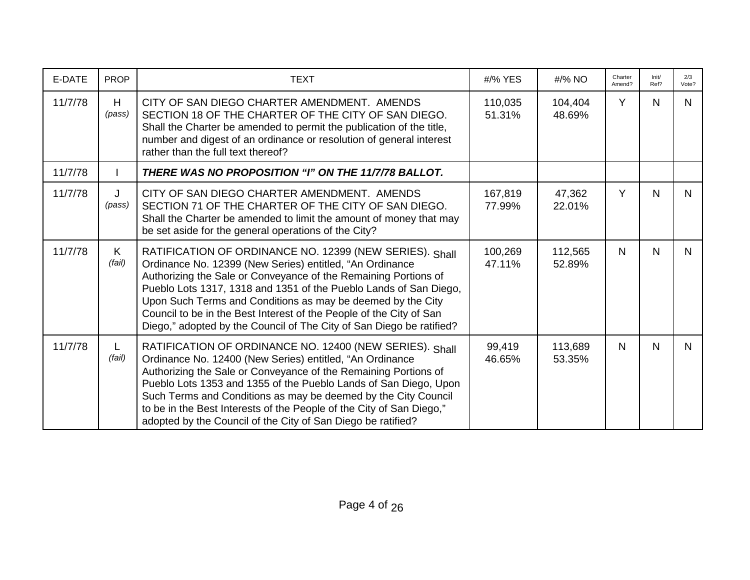| E-DATE | PROP | TEXT | #/% YES | #/% NO | Charter Amend? | Init/ Ref? | 2/3 Vote? |
|---|---|---|---|---|---|---|---|
| 11/7/78 | H *(pass)* | CITY OF SAN DIEGO CHARTER AMENDMENT. AMENDS SECTION 18 OF THE CHARTER OF THE CITY OF SAN DIEGO. Shall the Charter be amended to permit the publication of the title, number and digest of an ordinance or resolution of general interest rather than the full text thereof? | 110,035 51.31% | 104,404 48.69% | Y | N | N |
| 11/7/78 | I | ***THERE WAS NO PROPOSITION "I" ON THE 11/7/78 BALLOT.*** | | | | | |
| 11/7/78 | J *(pass)* | CITY OF SAN DIEGO CHARTER AMENDMENT. AMENDS SECTION 71 OF THE CHARTER OF THE CITY OF SAN DIEGO. Shall the Charter be amended to limit the amount of money that may be set aside for the general operations of the City? | 167,819 77.99% | 47,362 22.01% | Y | N | N |
| 11/7/78 | K *(fail)* | RATIFICATION OF ORDINANCE NO. 12399 (NEW SERIES). Shall Ordinance No. 12399 (New Series) entitled, "An Ordinance Authorizing the Sale or Conveyance of the Remaining Portions of Pueblo Lots 1317, 1318 and 1351 of the Pueblo Lands of San Diego, Upon Such Terms and Conditions as may be deemed by the City Council to be in the Best Interest of the People of the City of San Diego," adopted by the Council of The City of San Diego be ratified? | 100,269 47.11% | 112,565 52.89% | N | N | N |
| 11/7/78 | L *(fail)* | RATIFICATION OF ORDINANCE NO. 12400 (NEW SERIES). Shall Ordinance No. 12400 (New Series) entitled, "An Ordinance Authorizing the Sale or Conveyance of the Remaining Portions of Pueblo Lots 1353 and 1355 of the Pueblo Lands of San Diego, Upon Such Terms and Conditions as may be deemed by the City Council to be in the Best Interests of the People of the City of San Diego," adopted by the Council of the City of San Diego be ratified? | 99,419 46.65% | 113,689 53.35% | N | N | N |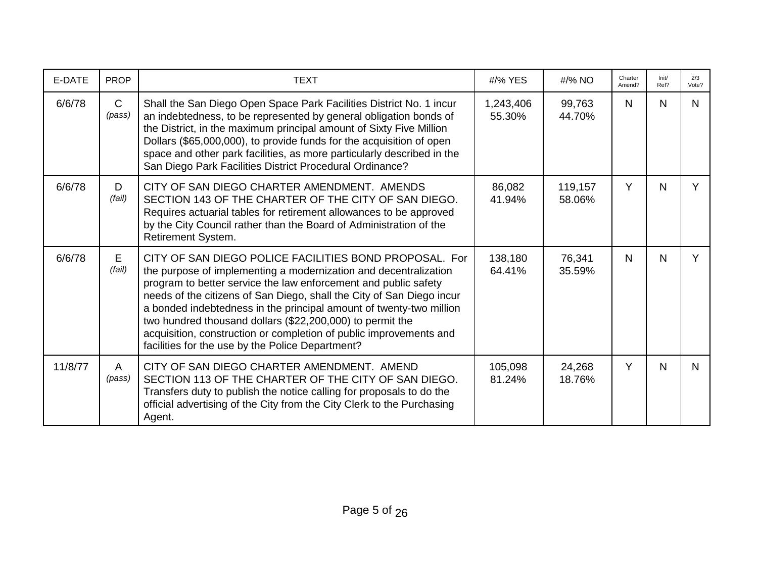| E-DATE | PROP | TEXT | #/% YES | #/% NO | Charter Amend? | Init/ Ref? | 2/3 Vote? |
|---|---|---|---|---|---|---|---|
| 6/6/78 | C *(pass)* | Shall the San Diego Open Space Park Facilities District No. 1 incur an indebtedness, to be represented by general obligation bonds of the District, in the maximum principal amount of Sixty Five Million Dollars ($65,000,000), to provide funds for the acquisition of open space and other park facilities, as more particularly described in the San Diego Park Facilities District Procedural Ordinance? | 1,243,406 55.30% | 99,763 44.70% | N | N | N |
| 6/6/78 | D *(fail)* | CITY OF SAN DIEGO CHARTER AMENDMENT. AMENDS SECTION 143 OF THE CHARTER OF THE CITY OF SAN DIEGO. Requires actuarial tables for retirement allowances to be approved by the City Council rather than the Board of Administration of the Retirement System. | 86,082 41.94% | 119,157 58.06% | Y | N | Y |
| 6/6/78 | E *(fail)* | CITY OF SAN DIEGO POLICE FACILITIES BOND PROPOSAL. For the purpose of implementing a modernization and decentralization program to better service the law enforcement and public safety needs of the citizens of San Diego, shall the City of San Diego incur a bonded indebtedness in the principal amount of twenty-two million two hundred thousand dollars ($22,200,000) to permit the acquisition, construction or completion of public improvements and facilities for the use by the Police Department? | 138,180 64.41% | 76,341 35.59% | N | N | Y |
| 11/8/77 | A *(pass)* | CITY OF SAN DIEGO CHARTER AMENDMENT. AMEND SECTION 113 OF THE CHARTER OF THE CITY OF SAN DIEGO. Transfers duty to publish the notice calling for proposals to do the official advertising of the City from the City Clerk to the Purchasing Agent. | 105,098 81.24% | 24,268 18.76% | Y | N | N |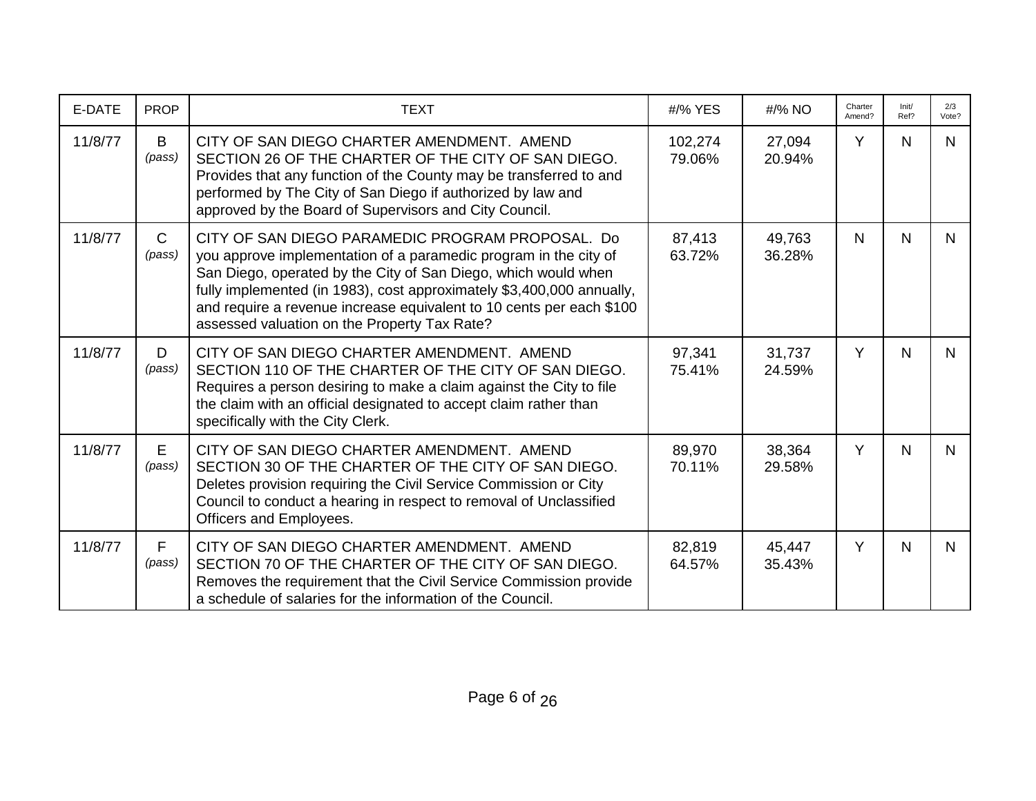| E-DATE | PROP | TEXT | #/% YES | #/% NO | Charter Amend? | Init/ Ref? | 2/3 Vote? |
|---|---|---|---|---|---|---|---|
| 11/8/77 | B *(pass)* | CITY OF SAN DIEGO CHARTER AMENDMENT. AMEND SECTION 26 OF THE CHARTER OF THE CITY OF SAN DIEGO. Provides that any function of the County may be transferred to and performed by The City of San Diego if authorized by law and approved by the Board of Supervisors and City Council. | 102,274 79.06% | 27,094 20.94% | Y | N | N |
| 11/8/77 | C *(pass)* | CITY OF SAN DIEGO PARAMEDIC PROGRAM PROPOSAL. Do you approve implementation of a paramedic program in the city of San Diego, operated by the City of San Diego, which would when fully implemented (in 1983), cost approximately $3,400,000 annually, and require a revenue increase equivalent to 10 cents per each $100 assessed valuation on the Property Tax Rate? | 87,413 63.72% | 49,763 36.28% | N | N | N |
| 11/8/77 | D *(pass)* | CITY OF SAN DIEGO CHARTER AMENDMENT. AMEND SECTION 110 OF THE CHARTER OF THE CITY OF SAN DIEGO. Requires a person desiring to make a claim against the City to file the claim with an official designated to accept claim rather than specifically with the City Clerk. | 97,341 75.41% | 31,737 24.59% | Y | N | N |
| 11/8/77 | E *(pass)* | CITY OF SAN DIEGO CHARTER AMENDMENT. AMEND SECTION 30 OF THE CHARTER OF THE CITY OF SAN DIEGO. Deletes provision requiring the Civil Service Commission or City Council to conduct a hearing in respect to removal of Unclassified Officers and Employees. | 89,970 70.11% | 38,364 29.58% | Y | N | N |
| 11/8/77 | F *(pass)* | CITY OF SAN DIEGO CHARTER AMENDMENT. AMEND SECTION 70 OF THE CHARTER OF THE CITY OF SAN DIEGO. Removes the requirement that the Civil Service Commission provide a schedule of salaries for the information of the Council. | 82,819 64.57% | 45,447 35.43% | Y | N | N |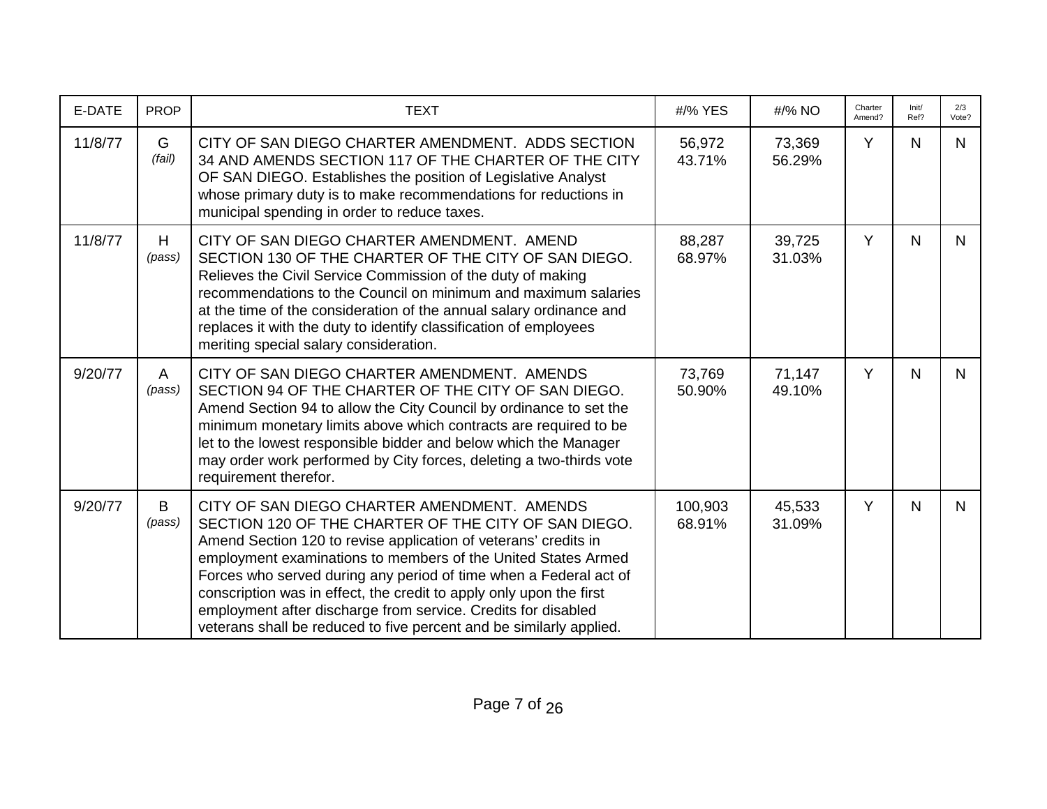| E-DATE | PROP | TEXT | #/% YES | #/% NO | Charter Amend? | Init/ Ref? | 2/3 Vote? |
|---|---|---|---|---|---|---|---|
| 11/8/77 | G *(fail)* | CITY OF SAN DIEGO CHARTER AMENDMENT. ADDS SECTION 34 AND AMENDS SECTION 117 OF THE CHARTER OF THE CITY OF SAN DIEGO. Establishes the position of Legislative Analyst whose primary duty is to make recommendations for reductions in municipal spending in order to reduce taxes. | 56,972 43.71% | 73,369 56.29% | Y | N | N |
| 11/8/77 | H *(pass)* | CITY OF SAN DIEGO CHARTER AMENDMENT. AMEND SECTION 130 OF THE CHARTER OF THE CITY OF SAN DIEGO. Relieves the Civil Service Commission of the duty of making recommendations to the Council on minimum and maximum salaries at the time of the consideration of the annual salary ordinance and replaces it with the duty to identify classification of employees meriting special salary consideration. | 88,287 68.97% | 39,725 31.03% | Y | N | N |
| 9/20/77 | A *(pass)* | CITY OF SAN DIEGO CHARTER AMENDMENT. AMENDS SECTION 94 OF THE CHARTER OF THE CITY OF SAN DIEGO. Amend Section 94 to allow the City Council by ordinance to set the minimum monetary limits above which contracts are required to be let to the lowest responsible bidder and below which the Manager may order work performed by City forces, deleting a two-thirds vote requirement therefor. | 73,769 50.90% | 71,147 49.10% | Y | N | N |
| 9/20/77 | B *(pass)* | CITY OF SAN DIEGO CHARTER AMENDMENT. AMENDS SECTION 120 OF THE CHARTER OF THE CITY OF SAN DIEGO. Amend Section 120 to revise application of veterans' credits in employment examinations to members of the United States Armed Forces who served during any period of time when a Federal act of conscription was in effect, the credit to apply only upon the first employment after discharge from service. Credits for disabled veterans shall be reduced to five percent and be similarly applied. | 100,903 68.91% | 45,533 31.09% | Y | N | N |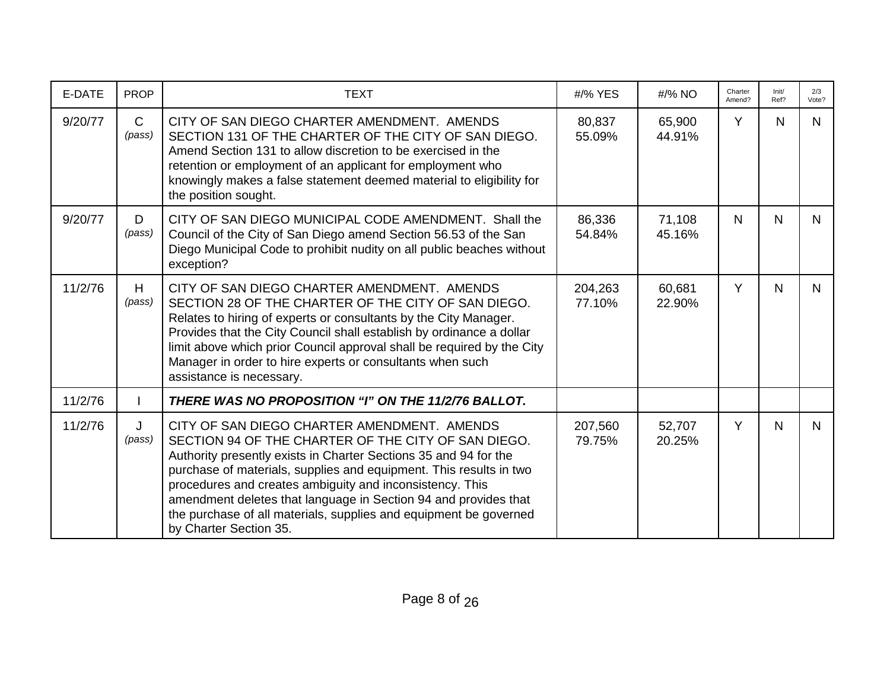| E-DATE | PROP | TEXT | #/% YES | #/% NO | Charter Amend? | Init/ Ref? | 2/3 Vote? |
|---|---|---|---|---|---|---|---|
| 9/20/77 | C *(pass)* | CITY OF SAN DIEGO CHARTER AMENDMENT. AMENDS SECTION 131 OF THE CHARTER OF THE CITY OF SAN DIEGO. Amend Section 131 to allow discretion to be exercised in the retention or employment of an applicant for employment who knowingly makes a false statement deemed material to eligibility for the position sought. | 80,837 55.09% | 65,900 44.91% | Y | N | N |
| 9/20/77 | D *(pass)* | CITY OF SAN DIEGO MUNICIPAL CODE AMENDMENT. Shall the Council of the City of San Diego amend Section 56.53 of the San Diego Municipal Code to prohibit nudity on all public beaches without exception? | 86,336 54.84% | 71,108 45.16% | N | N | N |
| 11/2/76 | H *(pass)* | CITY OF SAN DIEGO CHARTER AMENDMENT. AMENDS SECTION 28 OF THE CHARTER OF THE CITY OF SAN DIEGO. Relates to hiring of experts or consultants by the City Manager. Provides that the City Council shall establish by ordinance a dollar limit above which prior Council approval shall be required by the City Manager in order to hire experts or consultants when such assistance is necessary. | 204,263 77.10% | 60,681 22.90% | Y | N | N |
| 11/2/76 | I | ***THERE WAS NO PROPOSITION "I" ON THE 11/2/76 BALLOT.*** | | | | | |
| 11/2/76 | J *(pass)* | CITY OF SAN DIEGO CHARTER AMENDMENT. AMENDS SECTION 94 OF THE CHARTER OF THE CITY OF SAN DIEGO. Authority presently exists in Charter Sections 35 and 94 for the purchase of materials, supplies and equipment. This results in two procedures and creates ambiguity and inconsistency. This amendment deletes that language in Section 94 and provides that the purchase of all materials, supplies and equipment be governed by Charter Section 35. | 207,560 79.75% | 52,707 20.25% | Y | N | N |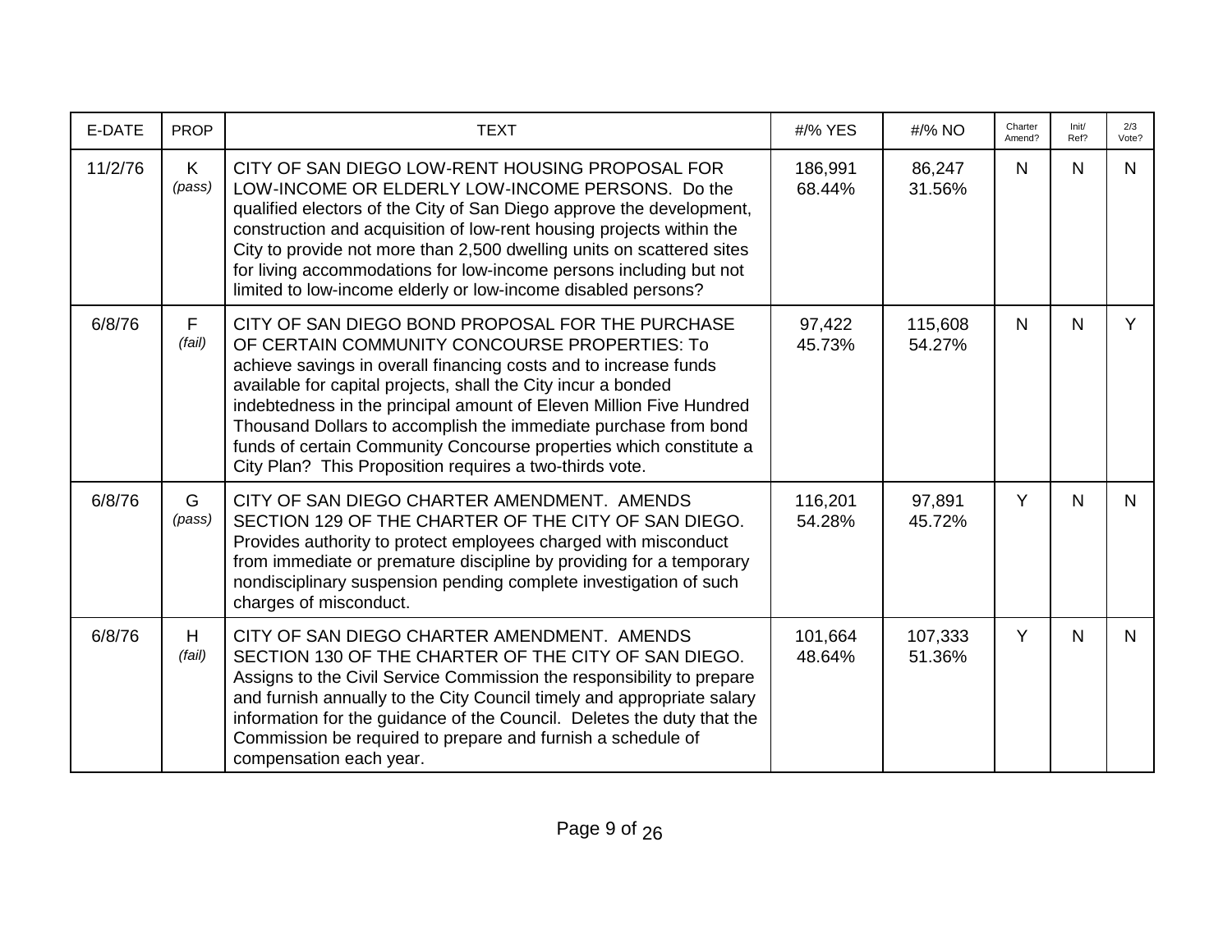| E-DATE | PROP | TEXT | #/% YES | #/% NO | Charter Amend? | Init/ Ref? | 2/3 Vote? |
|---|---|---|---|---|---|---|---|
| 11/2/76 | K *(pass)* | CITY OF SAN DIEGO LOW-RENT HOUSING PROPOSAL FOR LOW-INCOME OR ELDERLY LOW-INCOME PERSONS. Do the qualified electors of the City of San Diego approve the development, construction and acquisition of low-rent housing projects within the City to provide not more than 2,500 dwelling units on scattered sites for living accommodations for low-income persons including but not limited to low-income elderly or low-income disabled persons? | 186,991 68.44% | 86,247 31.56% | N | N | N |
| 6/8/76 | F *(fail)* | CITY OF SAN DIEGO BOND PROPOSAL FOR THE PURCHASE OF CERTAIN COMMUNITY CONCOURSE PROPERTIES: To achieve savings in overall financing costs and to increase funds available for capital projects, shall the City incur a bonded indebtedness in the principal amount of Eleven Million Five Hundred Thousand Dollars to accomplish the immediate purchase from bond funds of certain Community Concourse properties which constitute a City Plan? This Proposition requires a two-thirds vote. | 97,422 45.73% | 115,608 54.27% | N | N | Y |
| 6/8/76 | G *(pass)* | CITY OF SAN DIEGO CHARTER AMENDMENT. AMENDS SECTION 129 OF THE CHARTER OF THE CITY OF SAN DIEGO. Provides authority to protect employees charged with misconduct from immediate or premature discipline by providing for a temporary nondisciplinary suspension pending complete investigation of such charges of misconduct. | 116,201 54.28% | 97,891 45.72% | Y | N | N |
| 6/8/76 | H *(fail)* | CITY OF SAN DIEGO CHARTER AMENDMENT. AMENDS SECTION 130 OF THE CHARTER OF THE CITY OF SAN DIEGO. Assigns to the Civil Service Commission the responsibility to prepare and furnish annually to the City Council timely and appropriate salary information for the guidance of the Council. Deletes the duty that the Commission be required to prepare and furnish a schedule of compensation each year. | 101,664 48.64% | 107,333 51.36% | Y | N | N |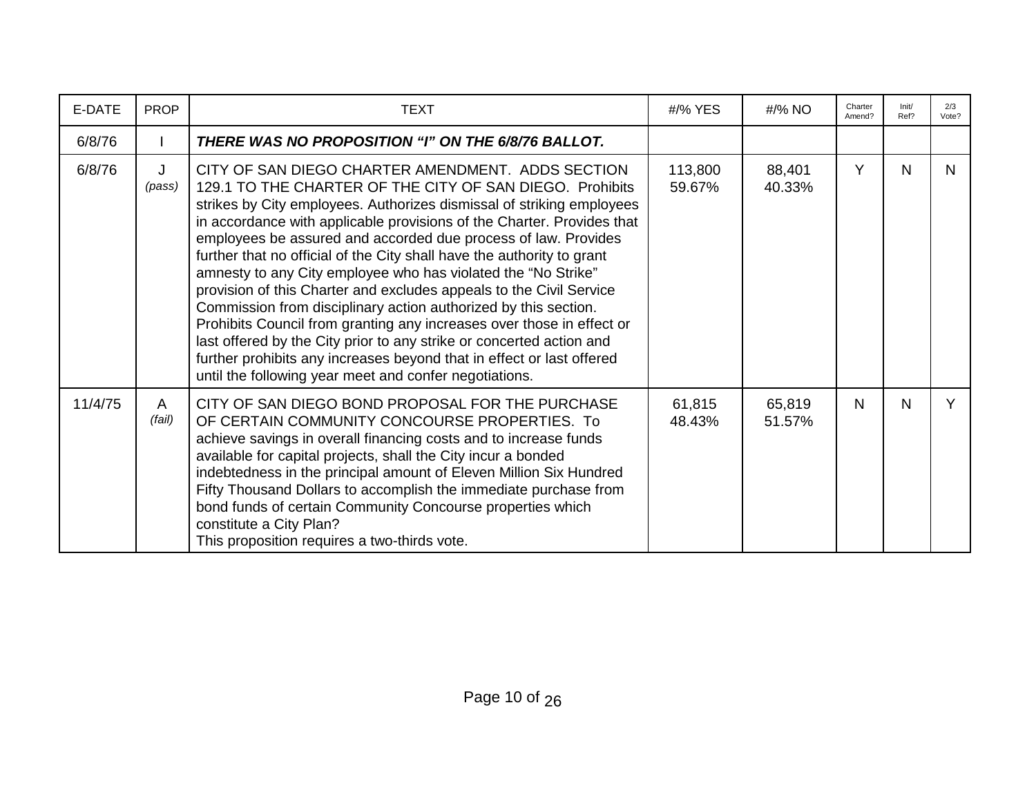| E-DATE | PROP | TEXT | #/% YES | #/% NO | Charter Amend? | Init/ Ref? | 2/3 Vote? |
|---|---|---|---|---|---|---|---|
| 6/8/76 | I | ***THERE WAS NO PROPOSITION "I" ON THE 6/8/76 BALLOT.*** | | | | | |
| 6/8/76 | J *(pass)* | CITY OF SAN DIEGO CHARTER AMENDMENT. ADDS SECTION 129.1 TO THE CHARTER OF THE CITY OF SAN DIEGO. Prohibits strikes by City employees. Authorizes dismissal of striking employees in accordance with applicable provisions of the Charter. Provides that employees be assured and accorded due process of law. Provides further that no official of the City shall have the authority to grant amnesty to any City employee who has violated the "No Strike" provision of this Charter and excludes appeals to the Civil Service Commission from disciplinary action authorized by this section. Prohibits Council from granting any increases over those in effect or last offered by the City prior to any strike or concerted action and further prohibits any increases beyond that in effect or last offered until the following year meet and confer negotiations. | 113,800 59.67% | 88,401 40.33% | Y | N | N |
| 11/4/75 | A *(fail)* | CITY OF SAN DIEGO BOND PROPOSAL FOR THE PURCHASE OF CERTAIN COMMUNITY CONCOURSE PROPERTIES. To achieve savings in overall financing costs and to increase funds available for capital projects, shall the City incur a bonded indebtedness in the principal amount of Eleven Million Six Hundred Fifty Thousand Dollars to accomplish the immediate purchase from bond funds of certain Community Concourse properties which constitute a City Plan? This proposition requires a two-thirds vote. | 61,815 48.43% | 65,819 51.57% | N | N | Y |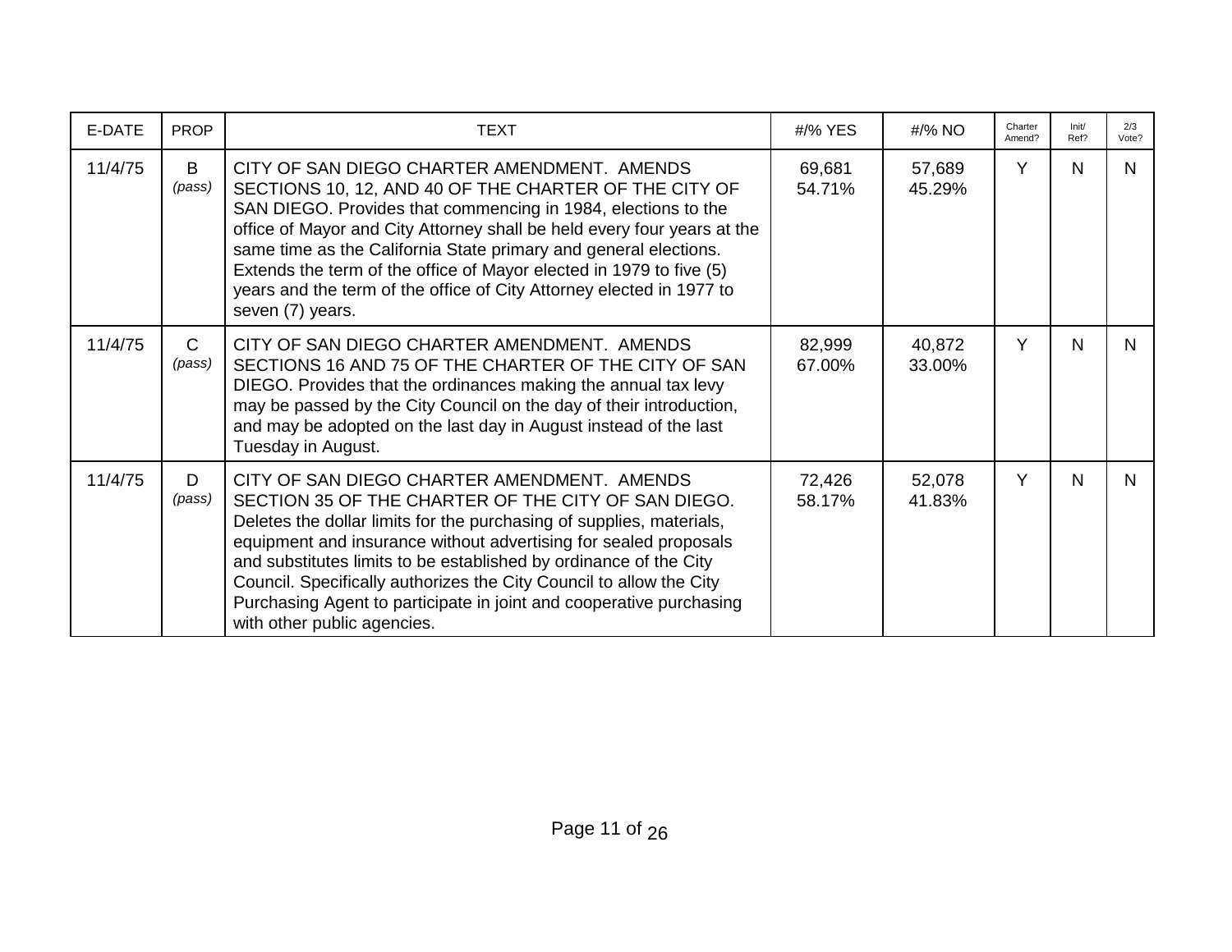| E-DATE | PROP | TEXT | #/% YES | #/% NO | Charter Amend? | Init/ Ref? | 2/3 Vote? |
|---|---|---|---|---|---|---|---|
| 11/4/75 | B *(pass)* | CITY OF SAN DIEGO CHARTER AMENDMENT. AMENDS SECTIONS 10, 12, AND 40 OF THE CHARTER OF THE CITY OF SAN DIEGO. Provides that commencing in 1984, elections to the office of Mayor and City Attorney shall be held every four years at the same time as the California State primary and general elections. Extends the term of the office of Mayor elected in 1979 to five (5) years and the term of the office of City Attorney elected in 1977 to seven (7) years. | 69,681 54.71% | 57,689 45.29% | Y | N | N |
| 11/4/75 | C *(pass)* | CITY OF SAN DIEGO CHARTER AMENDMENT. AMENDS SECTIONS 16 AND 75 OF THE CHARTER OF THE CITY OF SAN DIEGO. Provides that the ordinances making the annual tax levy may be passed by the City Council on the day of their introduction, and may be adopted on the last day in August instead of the last Tuesday in August. | 82,999 67.00% | 40,872 33.00% | Y | N | N |
| 11/4/75 | D *(pass)* | CITY OF SAN DIEGO CHARTER AMENDMENT. AMENDS SECTION 35 OF THE CHARTER OF THE CITY OF SAN DIEGO. Deletes the dollar limits for the purchasing of supplies, materials, equipment and insurance without advertising for sealed proposals and substitutes limits to be established by ordinance of the City Council. Specifically authorizes the City Council to allow the City Purchasing Agent to participate in joint and cooperative purchasing with other public agencies. | 72,426 58.17% | 52,078 41.83% | Y | N | N |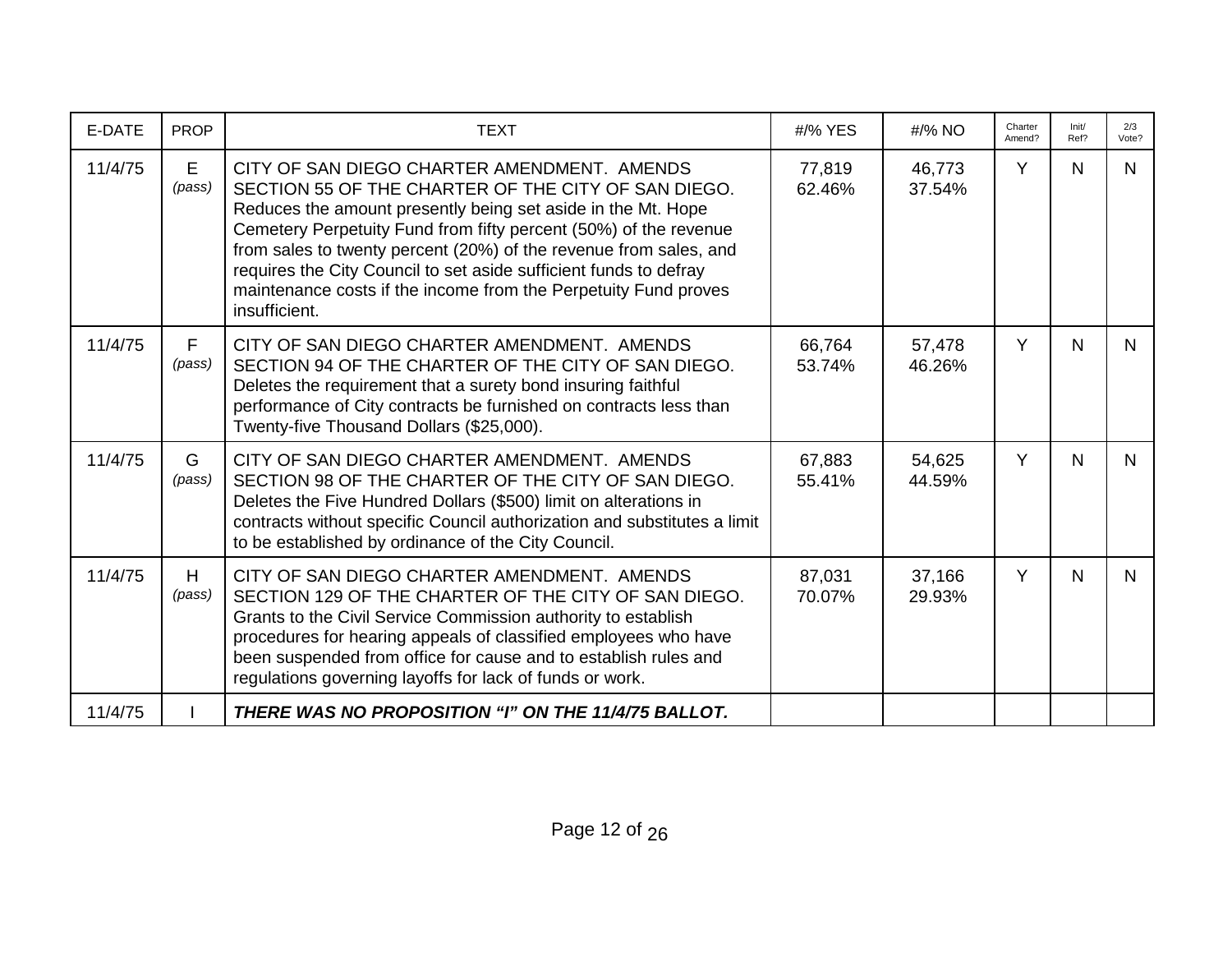| E-DATE | PROP | TEXT | #/% YES | #/% NO | Charter Amend? | Init/ Ref? | 2/3 Vote? |
|---|---|---|---|---|---|---|---|
| 11/4/75 | E *(pass)* | CITY OF SAN DIEGO CHARTER AMENDMENT. AMENDS SECTION 55 OF THE CHARTER OF THE CITY OF SAN DIEGO. Reduces the amount presently being set aside in the Mt. Hope Cemetery Perpetuity Fund from fifty percent (50%) of the revenue from sales to twenty percent (20%) of the revenue from sales, and requires the City Council to set aside sufficient funds to defray maintenance costs if the income from the Perpetuity Fund proves insufficient. | 77,819 62.46% | 46,773 37.54% | Y | N | N |
| 11/4/75 | F *(pass)* | CITY OF SAN DIEGO CHARTER AMENDMENT. AMENDS SECTION 94 OF THE CHARTER OF THE CITY OF SAN DIEGO. Deletes the requirement that a surety bond insuring faithful performance of City contracts be furnished on contracts less than Twenty-five Thousand Dollars ($25,000). | 66,764 53.74% | 57,478 46.26% | Y | N | N |
| 11/4/75 | G *(pass)* | CITY OF SAN DIEGO CHARTER AMENDMENT. AMENDS SECTION 98 OF THE CHARTER OF THE CITY OF SAN DIEGO. Deletes the Five Hundred Dollars ($500) limit on alterations in contracts without specific Council authorization and substitutes a limit to be established by ordinance of the City Council. | 67,883 55.41% | 54,625 44.59% | Y | N | N |
| 11/4/75 | H *(pass)* | CITY OF SAN DIEGO CHARTER AMENDMENT. AMENDS SECTION 129 OF THE CHARTER OF THE CITY OF SAN DIEGO. Grants to the Civil Service Commission authority to establish procedures for hearing appeals of classified employees who have been suspended from office for cause and to establish rules and regulations governing layoffs for lack of funds or work. | 87,031 70.07% | 37,166 29.93% | Y | N | N |
| 11/4/75 | I | ***THERE WAS NO PROPOSITION "I" ON THE 11/4/75 BALLOT.*** | | | | | |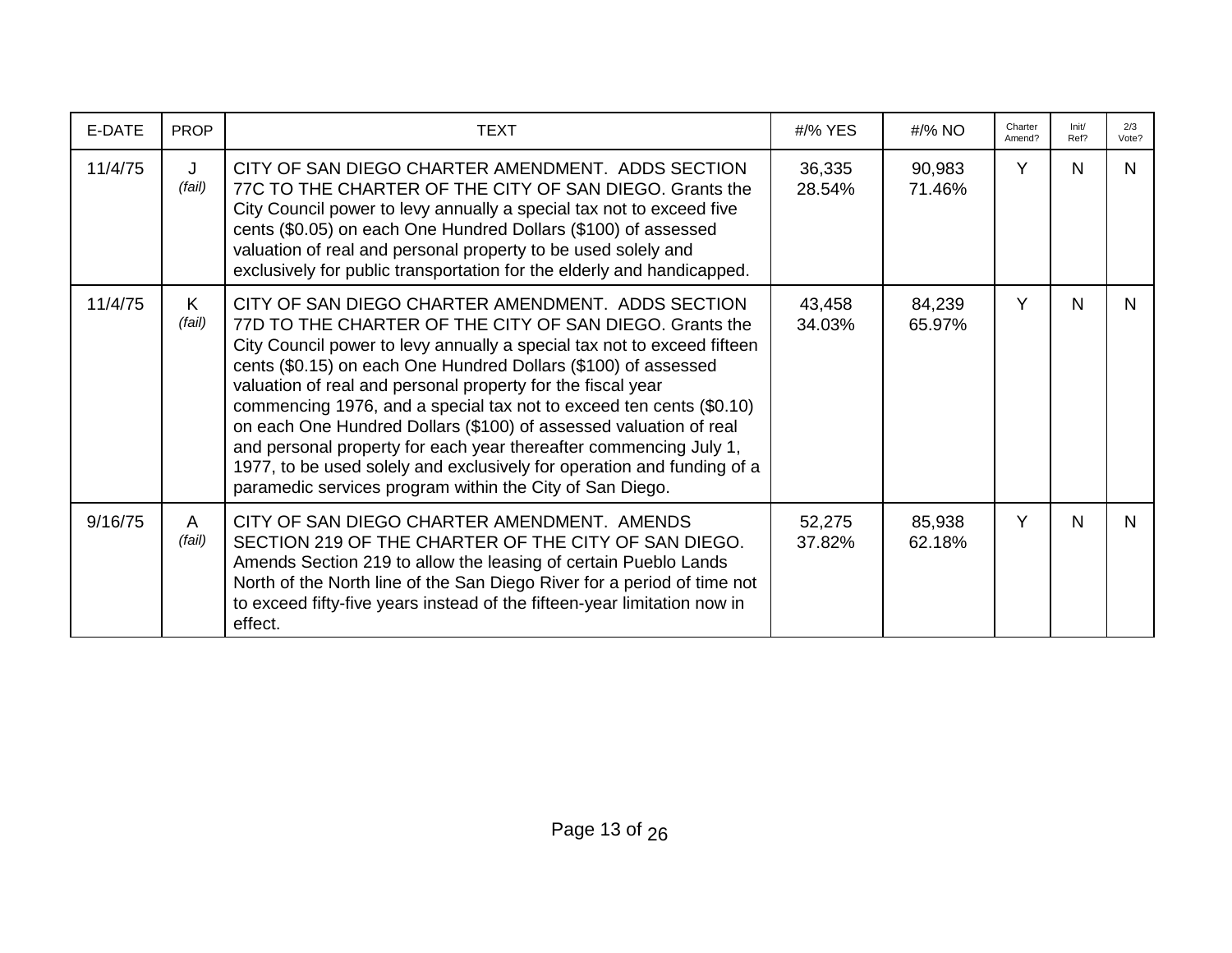| E-DATE | PROP | TEXT | #/% YES | #/% NO | Charter Amend? | Init/ Ref? | 2/3 Vote? |
|---|---|---|---|---|---|---|---|
| 11/4/75 | J *(fail)* | CITY OF SAN DIEGO CHARTER AMENDMENT. ADDS SECTION 77C TO THE CHARTER OF THE CITY OF SAN DIEGO. Grants the City Council power to levy annually a special tax not to exceed five cents ($0.05) on each One Hundred Dollars ($100) of assessed valuation of real and personal property to be used solely and exclusively for public transportation for the elderly and handicapped. | 36,335 28.54% | 90,983 71.46% | Y | N | N |
| 11/4/75 | K *(fail)* | CITY OF SAN DIEGO CHARTER AMENDMENT. ADDS SECTION 77D TO THE CHARTER OF THE CITY OF SAN DIEGO. Grants the City Council power to levy annually a special tax not to exceed fifteen cents ($0.15) on each One Hundred Dollars ($100) of assessed valuation of real and personal property for the fiscal year commencing 1976, and a special tax not to exceed ten cents ($0.10) on each One Hundred Dollars ($100) of assessed valuation of real and personal property for each year thereafter commencing July 1, 1977, to be used solely and exclusively for operation and funding of a paramedic services program within the City of San Diego. | 43,458 34.03% | 84,239 65.97% | Y | N | N |
| 9/16/75 | A *(fail)* | CITY OF SAN DIEGO CHARTER AMENDMENT. AMENDS SECTION 219 OF THE CHARTER OF THE CITY OF SAN DIEGO. Amends Section 219 to allow the leasing of certain Pueblo Lands North of the North line of the San Diego River for a period of time not to exceed fifty-five years instead of the fifteen-year limitation now in effect. | 52,275 37.82% | 85,938 62.18% | Y | N | N |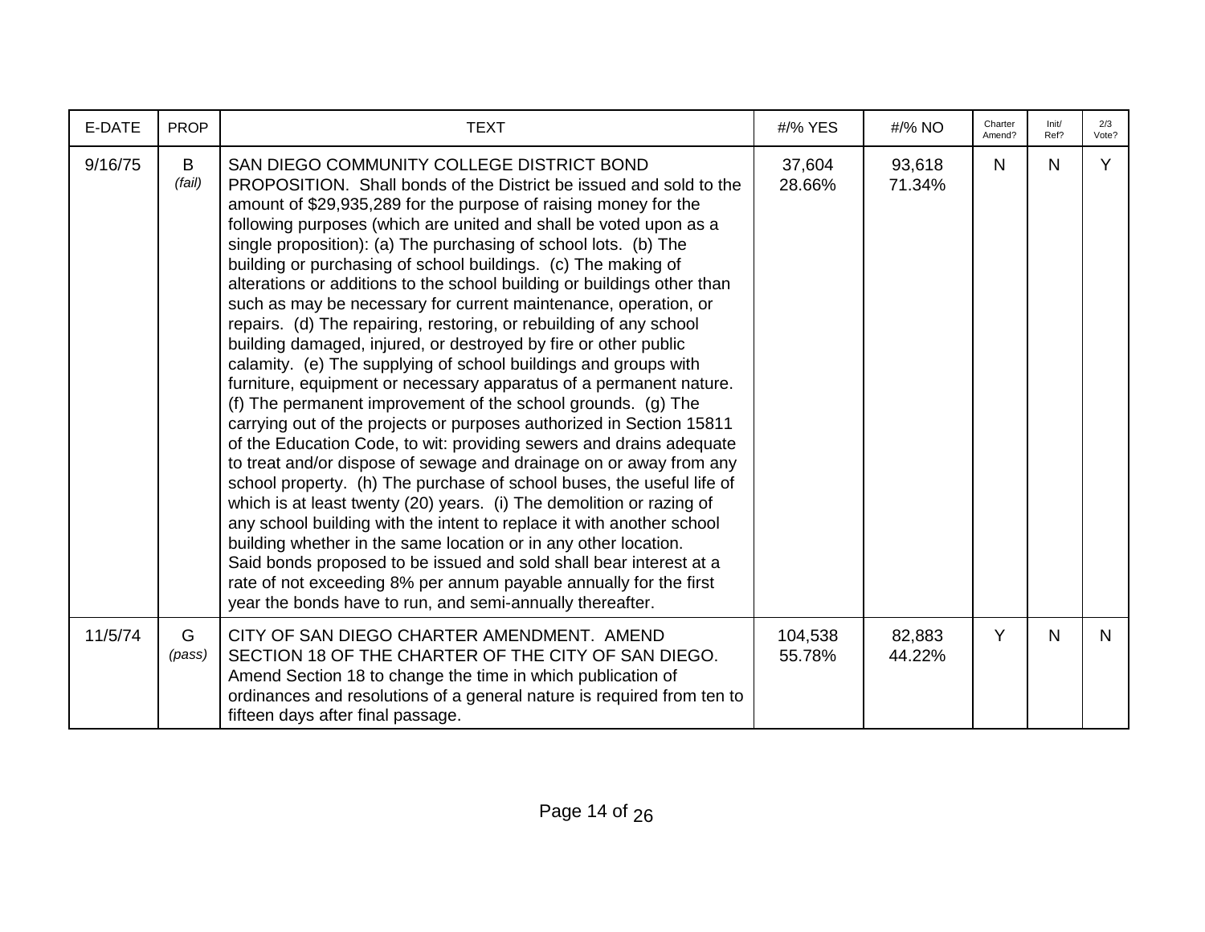| E-DATE | PROP | TEXT | #/% YES | #/% NO | Charter Amend? | Init/ Ref? | 2/3 Vote? |
|---|---|---|---|---|---|---|---|
| 9/16/75 | B *(fail)* | SAN DIEGO COMMUNITY COLLEGE DISTRICT BOND PROPOSITION. Shall bonds of the District be issued and sold to the amount of $29,935,289 for the purpose of raising money for the following purposes (which are united and shall be voted upon as a single proposition): (a) The purchasing of school lots. (b) The building or purchasing of school buildings. (c) The making of alterations or additions to the school building or buildings other than such as may be necessary for current maintenance, operation, or repairs. (d) The repairing, restoring, or rebuilding of any school building damaged, injured, or destroyed by fire or other public calamity. (e) The supplying of school buildings and groups with furniture, equipment or necessary apparatus of a permanent nature. (f) The permanent improvement of the school grounds. (g) The carrying out of the projects or purposes authorized in Section 15811 of the Education Code, to wit: providing sewers and drains adequate to treat and/or dispose of sewage and drainage on or away from any school property. (h) The purchase of school buses, the useful life of which is at least twenty (20) years. (i) The demolition or razing of any school building with the intent to replace it with another school building whether in the same location or in any other location. Said bonds proposed to be issued and sold shall bear interest at a rate of not exceeding 8% per annum payable annually for the first year the bonds have to run, and semi-annually thereafter. | 37,604 28.66% | 93,618 71.34% | N | N | Y |
| 11/5/74 | G *(pass)* | CITY OF SAN DIEGO CHARTER AMENDMENT. AMEND SECTION 18 OF THE CHARTER OF THE CITY OF SAN DIEGO. Amend Section 18 to change the time in which publication of ordinances and resolutions of a general nature is required from ten to fifteen days after final passage. | 104,538 55.78% | 82,883 44.22% | Y | N | N |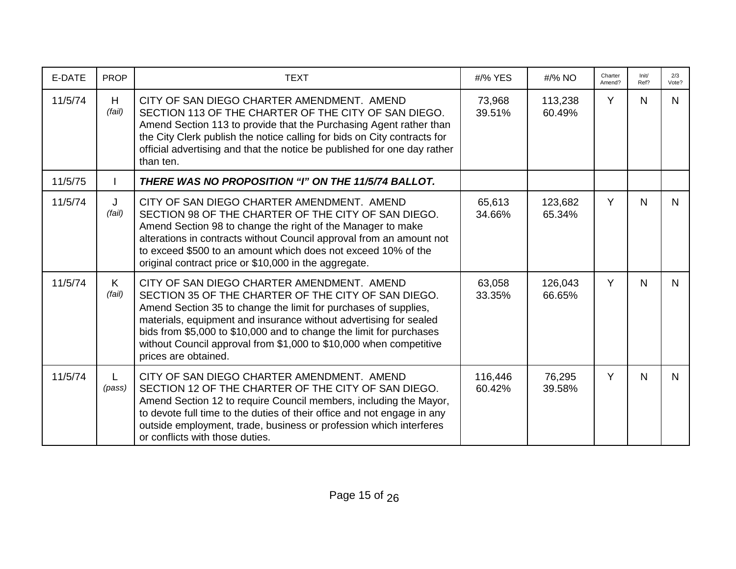| E-DATE | PROP | TEXT | #/% YES | #/% NO | Charter Amend? | Init/ Ref? | 2/3 Vote? |
|---|---|---|---|---|---|---|---|
| 11/5/74 | H *(fail)* | CITY OF SAN DIEGO CHARTER AMENDMENT. AMEND SECTION 113 OF THE CHARTER OF THE CITY OF SAN DIEGO. Amend Section 113 to provide that the Purchasing Agent rather than the City Clerk publish the notice calling for bids on City contracts for official advertising and that the notice be published for one day rather than ten. | 73,968 39.51% | 113,238 60.49% | Y | N | N |
| 11/5/75 | I | ***THERE WAS NO PROPOSITION "I" ON THE 11/5/74 BALLOT.*** | | | | | |
| 11/5/74 | J *(fail)* | CITY OF SAN DIEGO CHARTER AMENDMENT. AMEND SECTION 98 OF THE CHARTER OF THE CITY OF SAN DIEGO. Amend Section 98 to change the right of the Manager to make alterations in contracts without Council approval from an amount not to exceed $500 to an amount which does not exceed 10% of the original contract price or $10,000 in the aggregate. | 65,613 34.66% | 123,682 65.34% | Y | N | N |
| 11/5/74 | K *(fail)* | CITY OF SAN DIEGO CHARTER AMENDMENT. AMEND SECTION 35 OF THE CHARTER OF THE CITY OF SAN DIEGO. Amend Section 35 to change the limit for purchases of supplies, materials, equipment and insurance without advertising for sealed bids from $5,000 to $10,000 and to change the limit for purchases without Council approval from $1,000 to $10,000 when competitive prices are obtained. | 63,058 33.35% | 126,043 66.65% | Y | N | N |
| 11/5/74 | L *(pass)* | CITY OF SAN DIEGO CHARTER AMENDMENT. AMEND SECTION 12 OF THE CHARTER OF THE CITY OF SAN DIEGO. Amend Section 12 to require Council members, including the Mayor, to devote full time to the duties of their office and not engage in any outside employment, trade, business or profession which interferes or conflicts with those duties. | 116,446 60.42% | 76,295 39.58% | Y | N | N |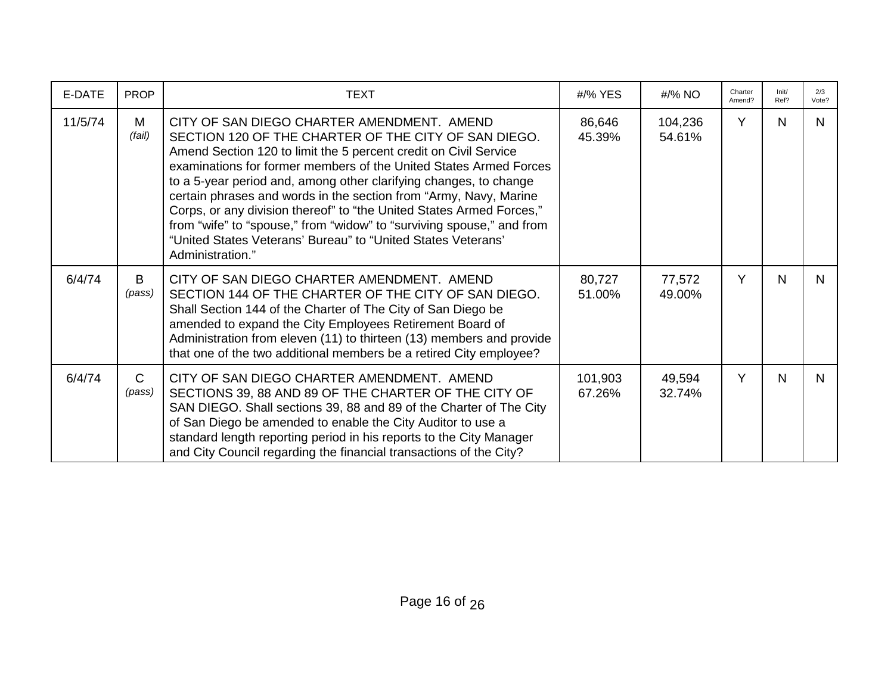| E-DATE | PROP | TEXT | #/% YES | #/% NO | Charter Amend? | Init/ Ref? | 2/3 Vote? |
|---|---|---|---|---|---|---|---|
| 11/5/74 | M *(fail)* | CITY OF SAN DIEGO CHARTER AMENDMENT. AMEND SECTION 120 OF THE CHARTER OF THE CITY OF SAN DIEGO. Amend Section 120 to limit the 5 percent credit on Civil Service examinations for former members of the United States Armed Forces to a 5-year period and, among other clarifying changes, to change certain phrases and words in the section from "Army, Navy, Marine Corps, or any division thereof" to "the United States Armed Forces," from "wife" to "spouse," from "widow" to "surviving spouse," and from "United States Veterans' Bureau" to "United States Veterans' Administration." | 86,646 45.39% | 104,236 54.61% | Y | N | N |
| 6/4/74 | B *(pass)* | CITY OF SAN DIEGO CHARTER AMENDMENT. AMEND SECTION 144 OF THE CHARTER OF THE CITY OF SAN DIEGO. Shall Section 144 of the Charter of The City of San Diego be amended to expand the City Employees Retirement Board of Administration from eleven (11) to thirteen (13) members and provide that one of the two additional members be a retired City employee? | 80,727 51.00% | 77,572 49.00% | Y | N | N |
| 6/4/74 | C *(pass)* | CITY OF SAN DIEGO CHARTER AMENDMENT. AMEND SECTIONS 39, 88 AND 89 OF THE CHARTER OF THE CITY OF SAN DIEGO. Shall sections 39, 88 and 89 of the Charter of The City of San Diego be amended to enable the City Auditor to use a standard length reporting period in his reports to the City Manager and City Council regarding the financial transactions of the City? | 101,903 67.26% | 49,594 32.74% | Y | N | N |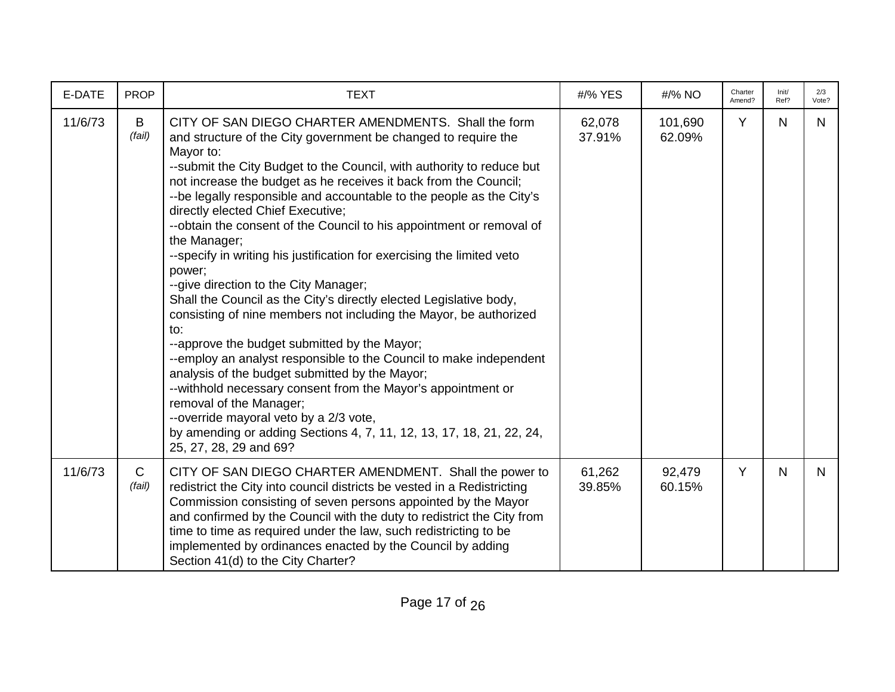| E-DATE | PROP | TEXT | #/% YES | #/% NO | Charter Amend? | Init/ Ref? | 2/3 Vote? |
|---|---|---|---|---|---|---|---|
| 11/6/73 | B *(fail)* | CITY OF SAN DIEGO CHARTER AMENDMENTS. Shall the form and structure of the City government be changed to require the Mayor to:<br>--submit the City Budget to the Council, with authority to reduce but not increase the budget as he receives it back from the Council;<br>--be legally responsible and accountable to the people as the City's directly elected Chief Executive;<br>--obtain the consent of the Council to his appointment or removal of the Manager;<br>--specify in writing his justification for exercising the limited veto power;<br>--give direction to the City Manager;<br>Shall the Council as the City's directly elected Legislative body, consisting of nine members not including the Mayor, be authorized to:<br>--approve the budget submitted by the Mayor;<br>--employ an analyst responsible to the Council to make independent analysis of the budget submitted by the Mayor;<br>--withhold necessary consent from the Mayor's appointment or removal of the Manager;<br>--override mayoral veto by a 2/3 vote,<br>by amending or adding Sections 4, 7, 11, 12, 13, 17, 18, 21, 22, 24, 25, 27, 28, 29 and 69? | 62,078<br>37.91% | 101,690<br>62.09% | Y | N | N |
| 11/6/73 | C *(fail)* | CITY OF SAN DIEGO CHARTER AMENDMENT. Shall the power to redistrict the City into council districts be vested in a Redistricting Commission consisting of seven persons appointed by the Mayor and confirmed by the Council with the duty to redistrict the City from time to time as required under the law, such redistricting to be implemented by ordinances enacted by the Council by adding Section 41(d) to the City Charter? | 61,262<br>39.85% | 92,479<br>60.15% | Y | N | N |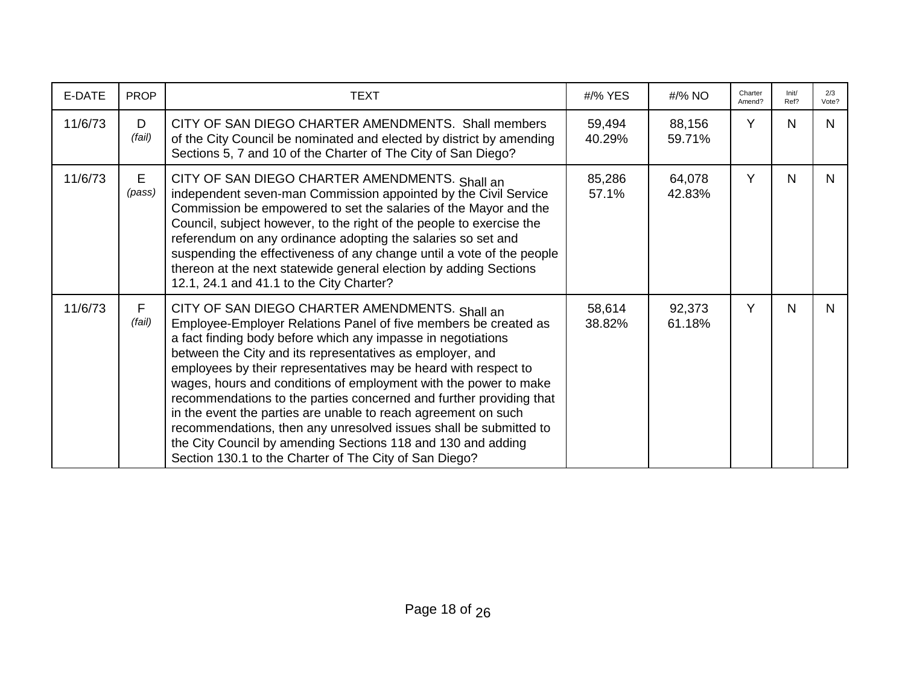| E-DATE | PROP | TEXT | #/% YES | #/% NO | Charter Amend? | Init/ Ref? | 2/3 Vote? |
|---|---|---|---|---|---|---|---|
| 11/6/73 | D *(fail)* | CITY OF SAN DIEGO CHARTER AMENDMENTS. Shall members of the City Council be nominated and elected by district by amending Sections 5, 7 and 10 of the Charter of The City of San Diego? | 59,494 40.29% | 88,156 59.71% | Y | N | N |
| 11/6/73 | E *(pass)* | CITY OF SAN DIEGO CHARTER AMENDMENTS. Shall an independent seven-man Commission appointed by the Civil Service Commission be empowered to set the salaries of the Mayor and the Council, subject however, to the right of the people to exercise the referendum on any ordinance adopting the salaries so set and suspending the effectiveness of any change until a vote of the people thereon at the next statewide general election by adding Sections 12.1, 24.1 and 41.1 to the City Charter? | 85,286 57.1% | 64,078 42.83% | Y | N | N |
| 11/6/73 | F *(fail)* | CITY OF SAN DIEGO CHARTER AMENDMENTS. Shall an Employee-Employer Relations Panel of five members be created as a fact finding body before which any impasse in negotiations between the City and its representatives as employer, and employees by their representatives may be heard with respect to wages, hours and conditions of employment with the power to make recommendations to the parties concerned and further providing that in the event the parties are unable to reach agreement on such recommendations, then any unresolved issues shall be submitted to the City Council by amending Sections 118 and 130 and adding Section 130.1 to the Charter of The City of San Diego? | 58,614 38.82% | 92,373 61.18% | Y | N | N |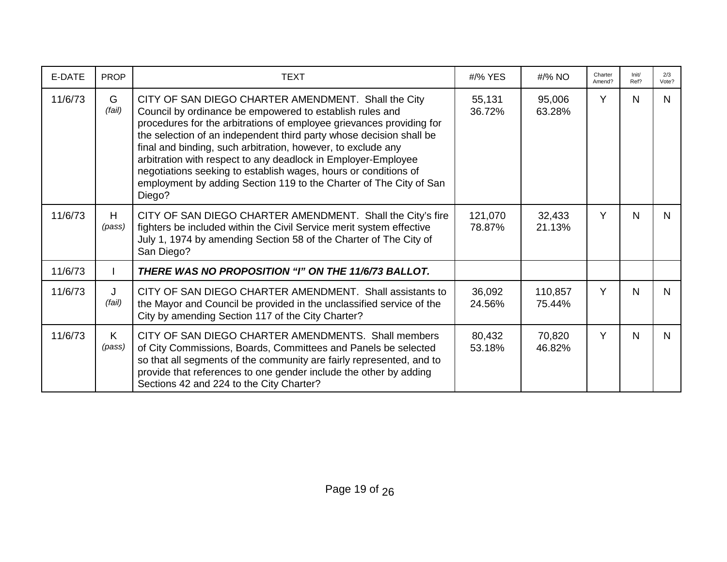| E-DATE | PROP | TEXT | #/% YES | #/% NO | Charter Amend? | Init/ Ref? | 2/3 Vote? |
|---|---|---|---|---|---|---|---|
| 11/6/73 | G *(fail)* | CITY OF SAN DIEGO CHARTER AMENDMENT. Shall the City Council by ordinance be empowered to establish rules and procedures for the arbitrations of employee grievances providing for the selection of an independent third party whose decision shall be final and binding, such arbitration, however, to exclude any arbitration with respect to any deadlock in Employer-Employee negotiations seeking to establish wages, hours or conditions of employment by adding Section 119 to the Charter of The City of San Diego? | 55,131 36.72% | 95,006 63.28% | Y | N | N |
| 11/6/73 | H *(pass)* | CITY OF SAN DIEGO CHARTER AMENDMENT. Shall the City's fire fighters be included within the Civil Service merit system effective July 1, 1974 by amending Section 58 of the Charter of The City of San Diego? | 121,070 78.87% | 32,433 21.13% | Y | N | N |
| 11/6/73 | I | ***THERE WAS NO PROPOSITION "I" ON THE 11/6/73 BALLOT.*** | | | | | |
| 11/6/73 | J *(fail)* | CITY OF SAN DIEGO CHARTER AMENDMENT. Shall assistants to the Mayor and Council be provided in the unclassified service of the City by amending Section 117 of the City Charter? | 36,092 24.56% | 110,857 75.44% | Y | N | N |
| 11/6/73 | K *(pass)* | CITY OF SAN DIEGO CHARTER AMENDMENTS. Shall members of City Commissions, Boards, Committees and Panels be selected so that all segments of the community are fairly represented, and to provide that references to one gender include the other by adding Sections 42 and 224 to the City Charter? | 80,432 53.18% | 70,820 46.82% | Y | N | N |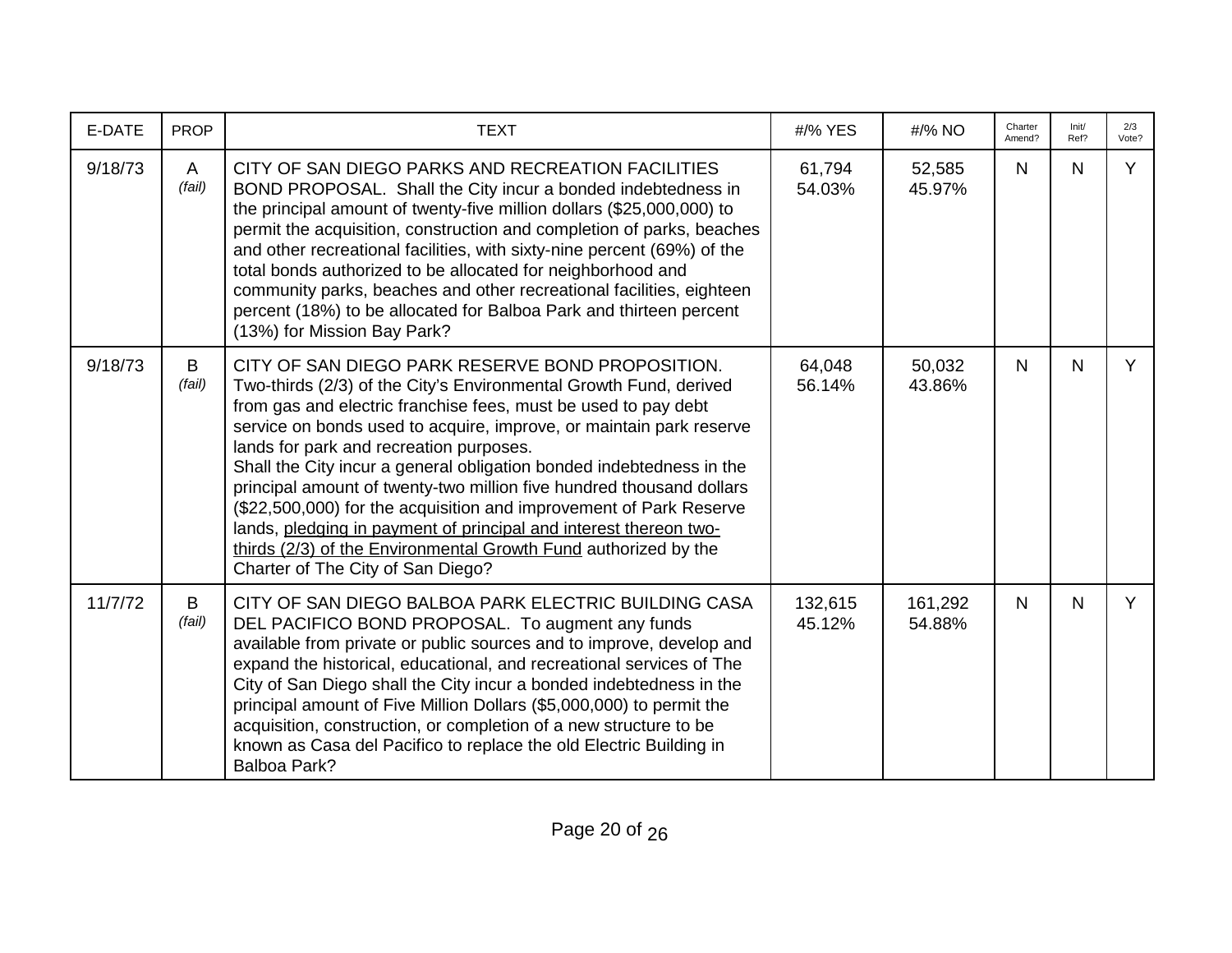| E-DATE | PROP | TEXT | #/% YES | #/% NO | Charter Amend? | Init/ Ref? | 2/3 Vote? |
|---|---|---|---|---|---|---|---|
| 9/18/73 | A *(fail)* | CITY OF SAN DIEGO PARKS AND RECREATION FACILITIES BOND PROPOSAL. Shall the City incur a bonded indebtedness in the principal amount of twenty-five million dollars ($25,000,000) to permit the acquisition, construction and completion of parks, beaches and other recreational facilities, with sixty-nine percent (69%) of the total bonds authorized to be allocated for neighborhood and community parks, beaches and other recreational facilities, eighteen percent (18%) to be allocated for Balboa Park and thirteen percent (13%) for Mission Bay Park? | 61,794 54.03% | 52,585 45.97% | N | N | Y |
| 9/18/73 | B *(fail)* | CITY OF SAN DIEGO PARK RESERVE BOND PROPOSITION. Two-thirds (2/3) of the City's Environmental Growth Fund, derived from gas and electric franchise fees, must be used to pay debt service on bonds used to acquire, improve, or maintain park reserve lands for park and recreation purposes. Shall the City incur a general obligation bonded indebtedness in the principal amount of twenty-two million five hundred thousand dollars ($22,500,000) for the acquisition and improvement of Park Reserve lands, <u>pledging in payment of principal and interest thereon two-thirds (2/3) of the Environmental Growth Fund</u> authorized by the Charter of The City of San Diego? | 64,048 56.14% | 50,032 43.86% | N | N | Y |
| 11/7/72 | B *(fail)* | CITY OF SAN DIEGO BALBOA PARK ELECTRIC BUILDING CASA DEL PACIFICO BOND PROPOSAL. To augment any funds available from private or public sources and to improve, develop and expand the historical, educational, and recreational services of The City of San Diego shall the City incur a bonded indebtedness in the principal amount of Five Million Dollars ($5,000,000) to permit the acquisition, construction, or completion of a new structure to be known as Casa del Pacifico to replace the old Electric Building in Balboa Park? | 132,615 45.12% | 161,292 54.88% | N | N | Y |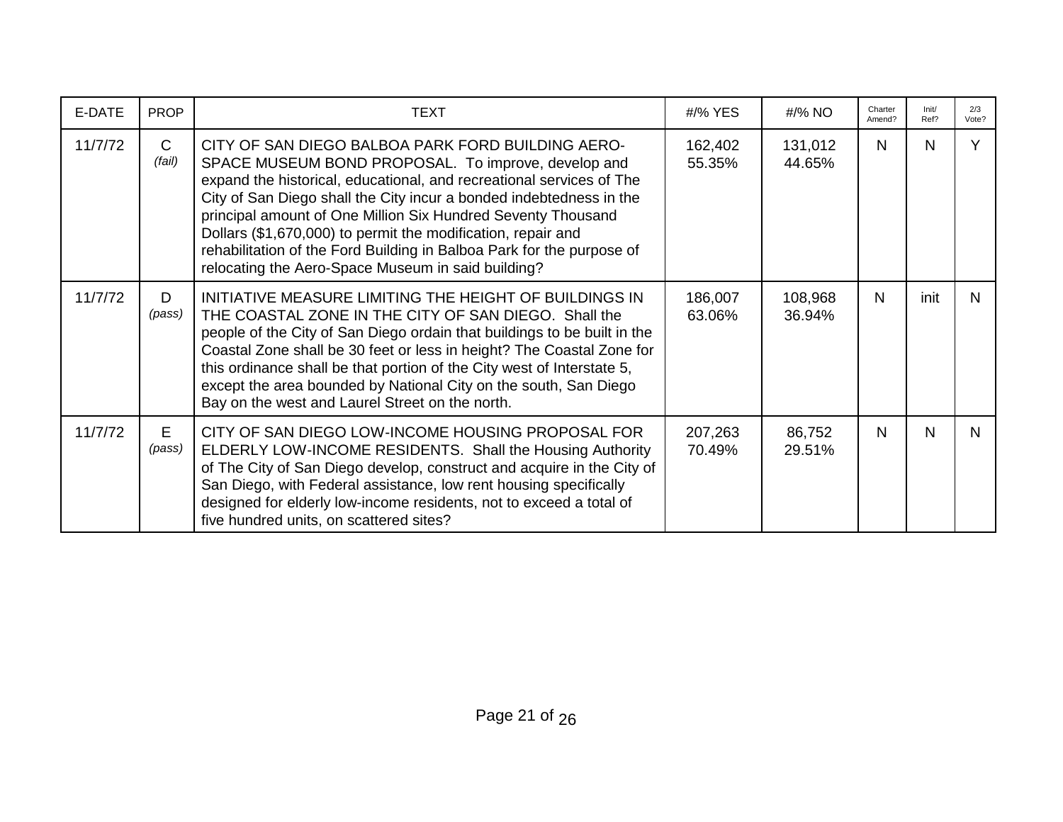| E-DATE | PROP | TEXT | #/% YES | #/% NO | Charter Amend? | Init/ Ref? | 2/3 Vote? |
|---|---|---|---|---|---|---|---|
| 11/7/72 | C *(fail)* | CITY OF SAN DIEGO BALBOA PARK FORD BUILDING AERO-SPACE MUSEUM BOND PROPOSAL. To improve, develop and expand the historical, educational, and recreational services of The City of San Diego shall the City incur a bonded indebtedness in the principal amount of One Million Six Hundred Seventy Thousand Dollars ($1,670,000) to permit the modification, repair and rehabilitation of the Ford Building in Balboa Park for the purpose of relocating the Aero-Space Museum in said building? | 162,402 55.35% | 131,012 44.65% | N | N | Y |
| 11/7/72 | D *(pass)* | INITIATIVE MEASURE LIMITING THE HEIGHT OF BUILDINGS IN THE COASTAL ZONE IN THE CITY OF SAN DIEGO. Shall the people of the City of San Diego ordain that buildings to be built in the Coastal Zone shall be 30 feet or less in height? The Coastal Zone for this ordinance shall be that portion of the City west of Interstate 5, except the area bounded by National City on the south, San Diego Bay on the west and Laurel Street on the north. | 186,007 63.06% | 108,968 36.94% | N | init | N |
| 11/7/72 | E *(pass)* | CITY OF SAN DIEGO LOW-INCOME HOUSING PROPOSAL FOR ELDERLY LOW-INCOME RESIDENTS. Shall the Housing Authority of The City of San Diego develop, construct and acquire in the City of San Diego, with Federal assistance, low rent housing specifically designed for elderly low-income residents, not to exceed a total of five hundred units, on scattered sites? | 207,263 70.49% | 86,752 29.51% | N | N | N |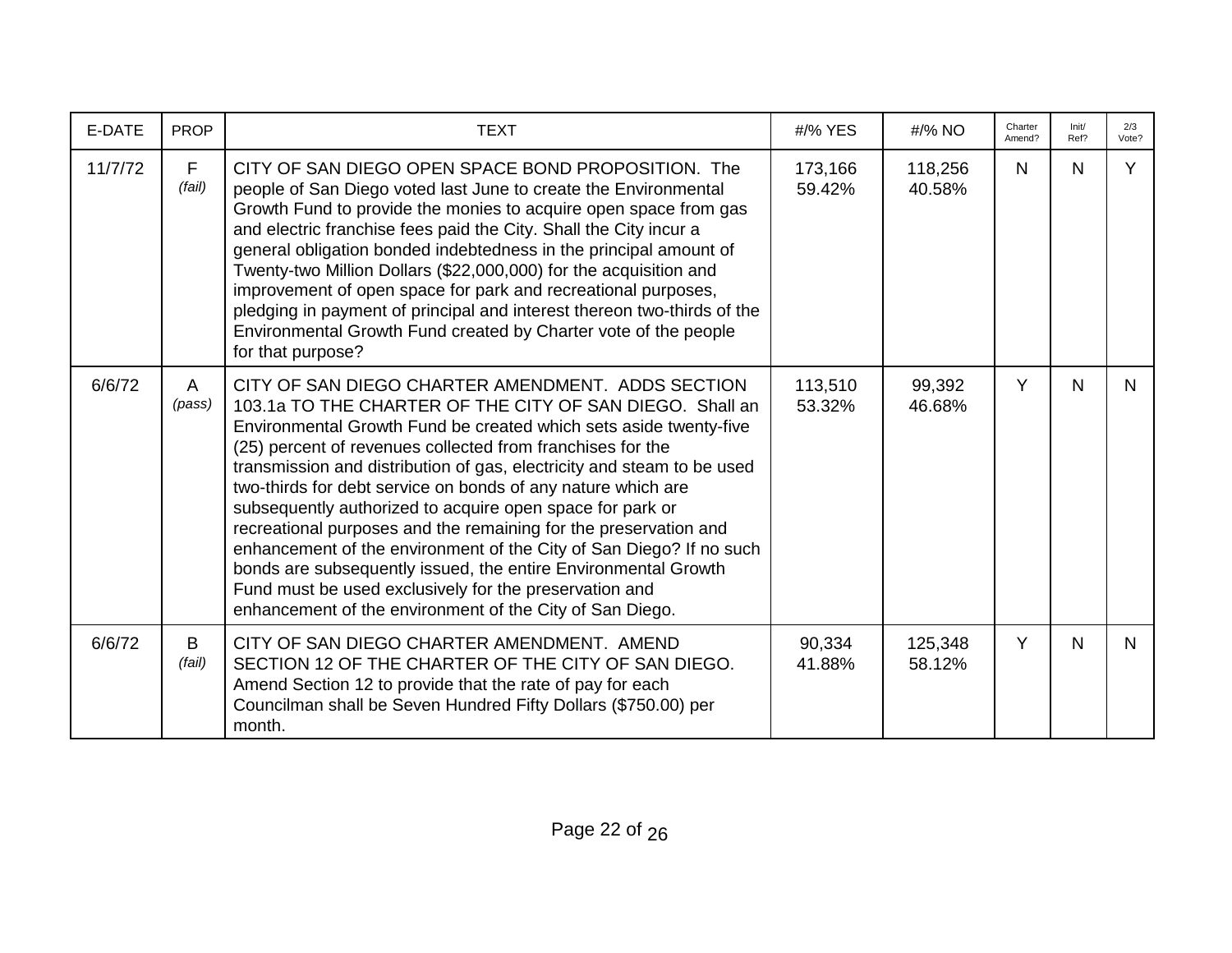| E-DATE | PROP | TEXT | #/% YES | #/% NO | Charter Amend? | Init/ Ref? | 2/3 Vote? |
|---|---|---|---|---|---|---|---|
| 11/7/72 | F *(fail)* | CITY OF SAN DIEGO OPEN SPACE BOND PROPOSITION. The people of San Diego voted last June to create the Environmental Growth Fund to provide the monies to acquire open space from gas and electric franchise fees paid the City. Shall the City incur a general obligation bonded indebtedness in the principal amount of Twenty-two Million Dollars ($22,000,000) for the acquisition and improvement of open space for park and recreational purposes, pledging in payment of principal and interest thereon two-thirds of the Environmental Growth Fund created by Charter vote of the people for that purpose? | 173,166 59.42% | 118,256 40.58% | N | N | Y |
| 6/6/72 | A *(pass)* | CITY OF SAN DIEGO CHARTER AMENDMENT. ADDS SECTION 103.1a TO THE CHARTER OF THE CITY OF SAN DIEGO. Shall an Environmental Growth Fund be created which sets aside twenty-five (25) percent of revenues collected from franchises for the transmission and distribution of gas, electricity and steam to be used two-thirds for debt service on bonds of any nature which are subsequently authorized to acquire open space for park or recreational purposes and the remaining for the preservation and enhancement of the environment of the City of San Diego? If no such bonds are subsequently issued, the entire Environmental Growth Fund must be used exclusively for the preservation and enhancement of the environment of the City of San Diego. | 113,510 53.32% | 99,392 46.68% | Y | N | N |
| 6/6/72 | B *(fail)* | CITY OF SAN DIEGO CHARTER AMENDMENT. AMEND SECTION 12 OF THE CHARTER OF THE CITY OF SAN DIEGO. Amend Section 12 to provide that the rate of pay for each Councilman shall be Seven Hundred Fifty Dollars ($750.00) per month. | 90,334 41.88% | 125,348 58.12% | Y | N | N |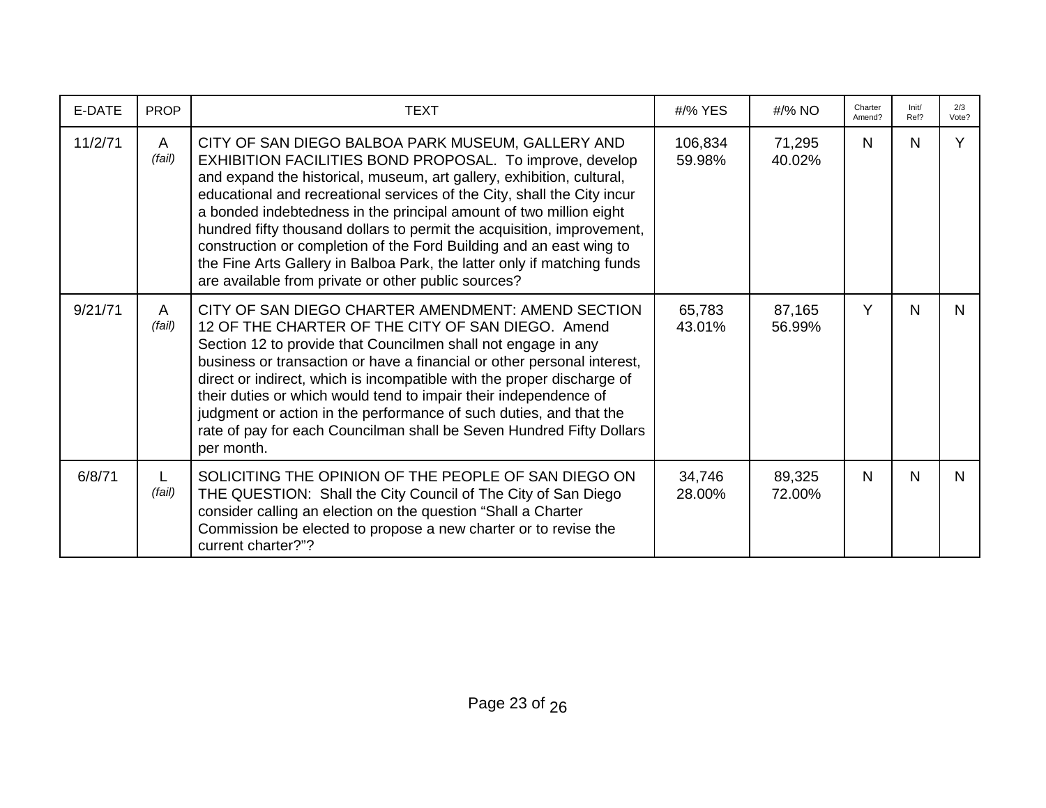| E-DATE | PROP | TEXT | #/% YES | #/% NO | Charter Amend? | Init/ Ref? | 2/3 Vote? |
|---|---|---|---|---|---|---|---|
| 11/2/71 | A *(fail)* | CITY OF SAN DIEGO BALBOA PARK MUSEUM, GALLERY AND EXHIBITION FACILITIES BOND PROPOSAL. To improve, develop and expand the historical, museum, art gallery, exhibition, cultural, educational and recreational services of the City, shall the City incur a bonded indebtedness in the principal amount of two million eight hundred fifty thousand dollars to permit the acquisition, improvement, construction or completion of the Ford Building and an east wing to the Fine Arts Gallery in Balboa Park, the latter only if matching funds are available from private or other public sources? | 106,834 59.98% | 71,295 40.02% | N | N | Y |
| 9/21/71 | A *(fail)* | CITY OF SAN DIEGO CHARTER AMENDMENT: AMEND SECTION 12 OF THE CHARTER OF THE CITY OF SAN DIEGO. Amend Section 12 to provide that Councilmen shall not engage in any business or transaction or have a financial or other personal interest, direct or indirect, which is incompatible with the proper discharge of their duties or which would tend to impair their independence of judgment or action in the performance of such duties, and that the rate of pay for each Councilman shall be Seven Hundred Fifty Dollars per month. | 65,783 43.01% | 87,165 56.99% | Y | N | N |
| 6/8/71 | L *(fail)* | SOLICITING THE OPINION OF THE PEOPLE OF SAN DIEGO ON THE QUESTION: Shall the City Council of The City of San Diego consider calling an election on the question "Shall a Charter Commission be elected to propose a new charter or to revise the current charter?"? | 34,746 28.00% | 89,325 72.00% | N | N | N |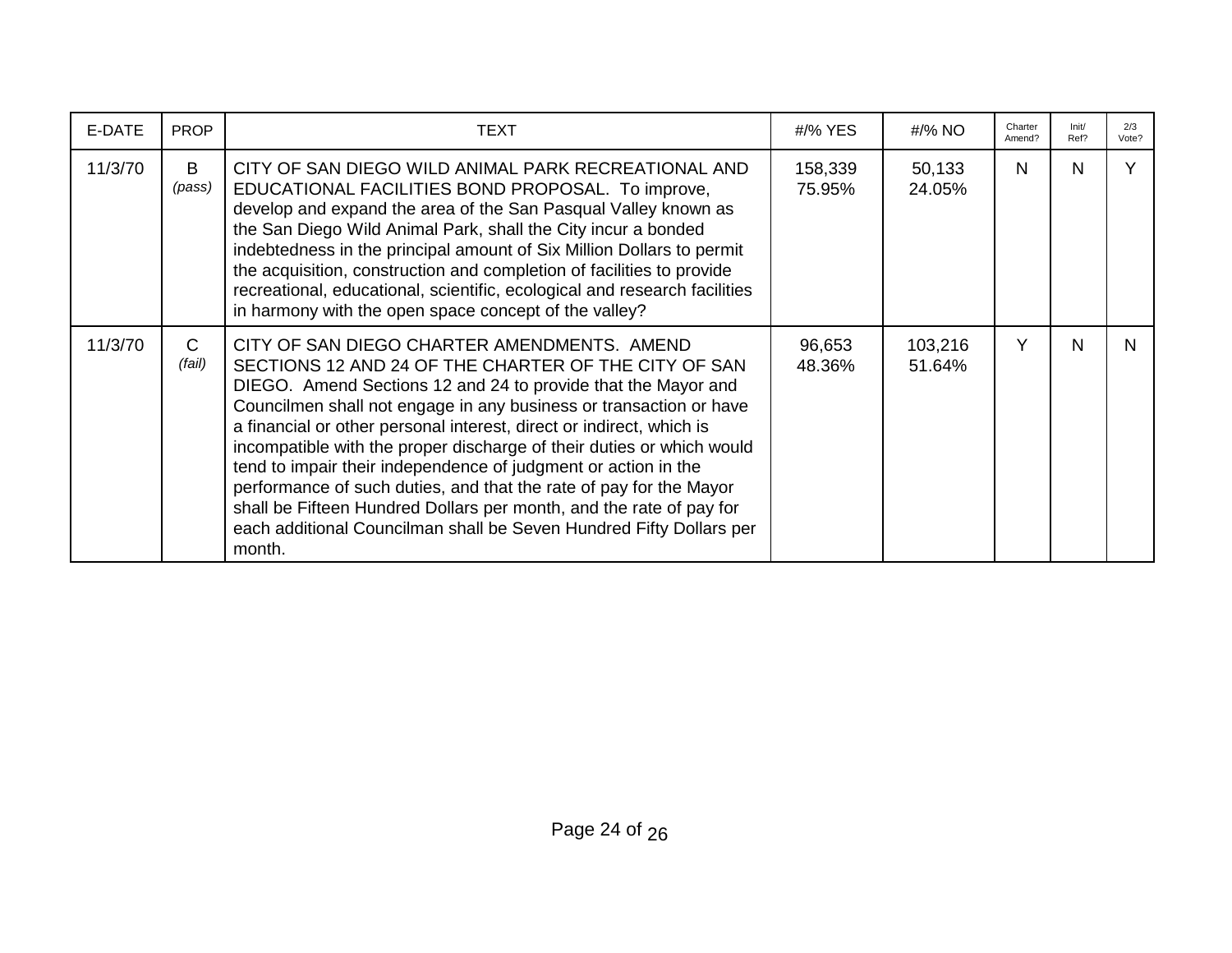| E-DATE | PROP | TEXT | #/% YES | #/% NO | Charter Amend? | Init/ Ref? | 2/3 Vote? |
|---|---|---|---|---|---|---|---|
| 11/3/70 | B *(pass)* | CITY OF SAN DIEGO WILD ANIMAL PARK RECREATIONAL AND EDUCATIONAL FACILITIES BOND PROPOSAL. To improve, develop and expand the area of the San Pasqual Valley known as the San Diego Wild Animal Park, shall the City incur a bonded indebtedness in the principal amount of Six Million Dollars to permit the acquisition, construction and completion of facilities to provide recreational, educational, scientific, ecological and research facilities in harmony with the open space concept of the valley? | 158,339 75.95% | 50,133 24.05% | N | N | Y |
| 11/3/70 | C *(fail)* | CITY OF SAN DIEGO CHARTER AMENDMENTS. AMEND SECTIONS 12 AND 24 OF THE CHARTER OF THE CITY OF SAN DIEGO. Amend Sections 12 and 24 to provide that the Mayor and Councilmen shall not engage in any business or transaction or have a financial or other personal interest, direct or indirect, which is incompatible with the proper discharge of their duties or which would tend to impair their independence of judgment or action in the performance of such duties, and that the rate of pay for the Mayor shall be Fifteen Hundred Dollars per month, and the rate of pay for each additional Councilman shall be Seven Hundred Fifty Dollars per month. | 96,653 48.36% | 103,216 51.64% | Y | N | N |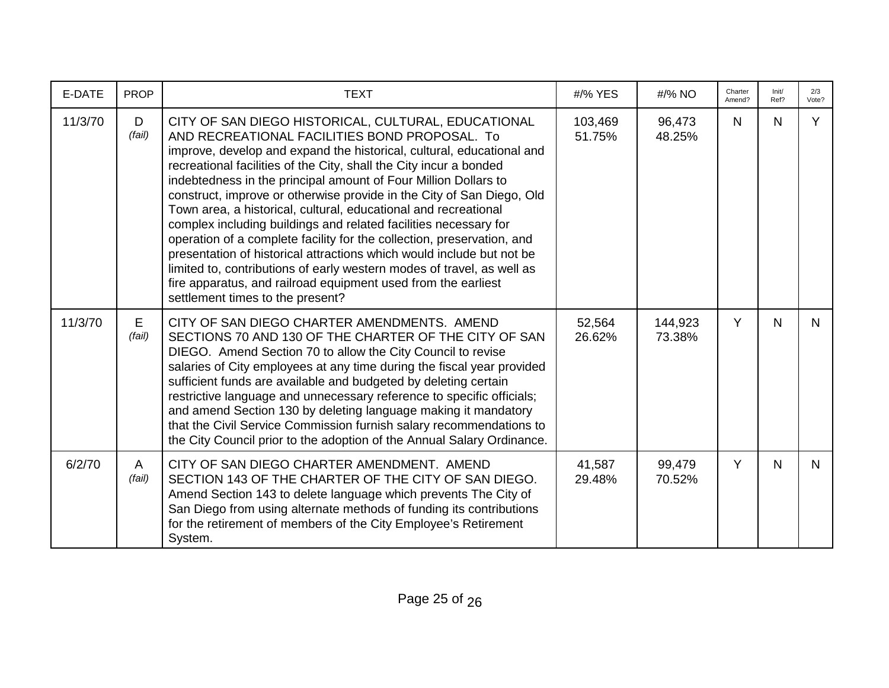| E-DATE | PROP | TEXT | #/% YES | #/% NO | Charter Amend? | Init/ Ref? | 2/3 Vote? |
|---|---|---|---|---|---|---|---|
| 11/3/70 | D *(fail)* | CITY OF SAN DIEGO HISTORICAL, CULTURAL, EDUCATIONAL AND RECREATIONAL FACILITIES BOND PROPOSAL. To improve, develop and expand the historical, cultural, educational and recreational facilities of the City, shall the City incur a bonded indebtedness in the principal amount of Four Million Dollars to construct, improve or otherwise provide in the City of San Diego, Old Town area, a historical, cultural, educational and recreational complex including buildings and related facilities necessary for operation of a complete facility for the collection, preservation, and presentation of historical attractions which would include but not be limited to, contributions of early western modes of travel, as well as fire apparatus, and railroad equipment used from the earliest settlement times to the present? | 103,469 51.75% | 96,473 48.25% | N | N | Y |
| 11/3/70 | E *(fail)* | CITY OF SAN DIEGO CHARTER AMENDMENTS. AMEND SECTIONS 70 AND 130 OF THE CHARTER OF THE CITY OF SAN DIEGO. Amend Section 70 to allow the City Council to revise salaries of City employees at any time during the fiscal year provided sufficient funds are available and budgeted by deleting certain restrictive language and unnecessary reference to specific officials; and amend Section 130 by deleting language making it mandatory that the Civil Service Commission furnish salary recommendations to the City Council prior to the adoption of the Annual Salary Ordinance. | 52,564 26.62% | 144,923 73.38% | Y | N | N |
| 6/2/70 | A *(fail)* | CITY OF SAN DIEGO CHARTER AMENDMENT. AMEND SECTION 143 OF THE CHARTER OF THE CITY OF SAN DIEGO. Amend Section 143 to delete language which prevents The City of San Diego from using alternate methods of funding its contributions for the retirement of members of the City Employee's Retirement System. | 41,587 29.48% | 99,479 70.52% | Y | N | N |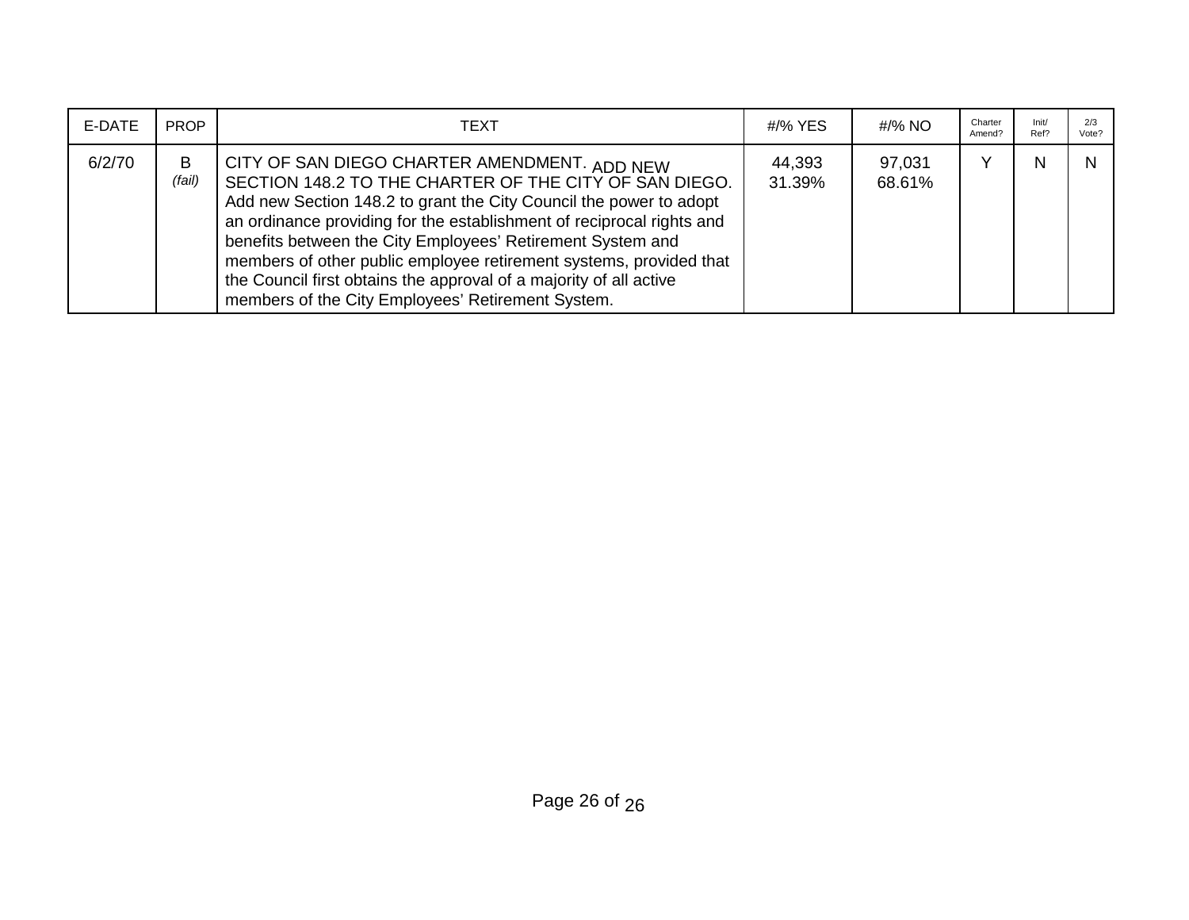| E-DATE | PROP | TEXT | #/% YES | #/% NO | Charter Amend? | Init/ Ref? | 2/3 Vote? |
|---|---|---|---|---|---|---|---|
| 6/2/70 | B *(fail)* | CITY OF SAN DIEGO CHARTER AMENDMENT. ADD NEW SECTION 148.2 TO THE CHARTER OF THE CITY OF SAN DIEGO. Add new Section 148.2 to grant the City Council the power to adopt an ordinance providing for the establishment of reciprocal rights and benefits between the City Employees' Retirement System and members of other public employee retirement systems, provided that the Council first obtains the approval of a majority of all active members of the City Employees' Retirement System. | 44,393 31.39% | 97,031 68.61% | Y | N | N |